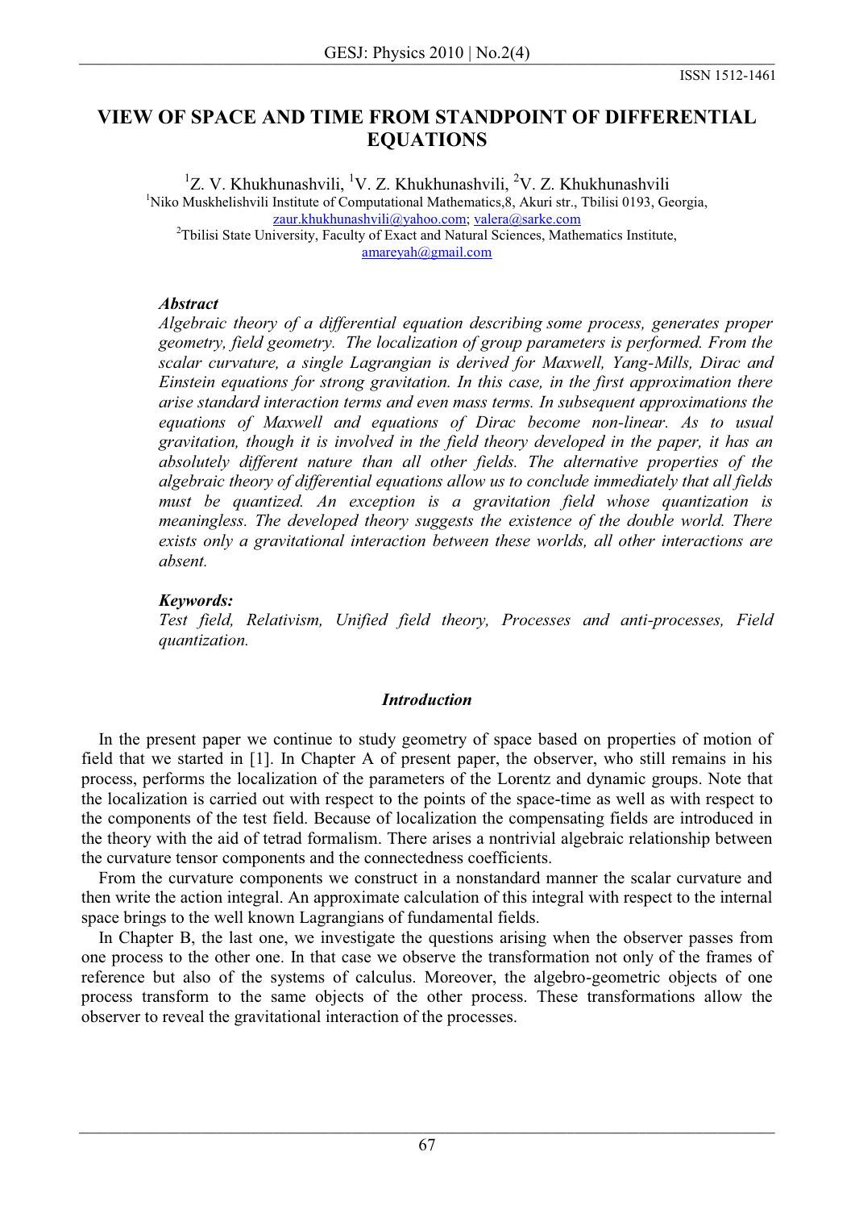ISSN 1512-1461

# VIEW OF SPACE AND TIME FROM STANDPOINT OF DIFFERENTIAL EQUATIONS

[1]Z. V. Khukhunashvili, [1]V. Z. Khukhunashvili, [2]V. Z. Khukhunashvili

[1]Niko Muskhelishvili Institute of Computational Mathematics,8, Akuri str., Tbilisi 0193, Georgia, zaur.khukhunashvili@yahoo.com; valera@sarke.com

[2]Tbilisi State University, Faculty of Exact and Natural Sciences, Mathematics Institute, amareyah@gmail.com

***Abstract***

*Algebraic theory of a differential equation describing some process, generates proper geometry, field geometry. The localization of group parameters is performed. From the scalar curvature, a single Lagrangian is derived for Maxwell, Yang-Mills, Dirac and Einstein equations for strong gravitation. In this case, in the first approximation there arise standard interaction terms and even mass terms. In subsequent approximations the equations of Maxwell and equations of Dirac become non-linear. As to usual gravitation, though it is involved in the field theory developed in the paper, it has an absolutely different nature than all other fields. The alternative properties of the algebraic theory of differential equations allow us to conclude immediately that all fields must be quantized. An exception is a gravitation field whose quantization is meaningless. The developed theory suggests the existence of the double world. There exists only a gravitational interaction between these worlds, all other interactions are absent.*

***Keywords:***

*Test field, Relativism, Unified field theory, Processes and anti-processes, Field quantization.*

## *Introduction*

In the present paper we continue to study geometry of space based on properties of motion of field that we started in [1]. In Chapter A of present paper, the observer, who still remains in his process, performs the localization of the parameters of the Lorentz and dynamic groups. Note that the localization is carried out with respect to the points of the space-time as well as with respect to the components of the test field. Because of localization the compensating fields are introduced in the theory with the aid of tetrad formalism. There arises a nontrivial algebraic relationship between the curvature tensor components and the connectedness coefficients.

From the curvature components we construct in a nonstandard manner the scalar curvature and then write the action integral. An approximate calculation of this integral with respect to the internal space brings to the well known Lagrangians of fundamental fields.

In Chapter B, the last one, we investigate the questions arising when the observer passes from one process to the other one. In that case we observe the transformation not only of the frames of reference but also of the systems of calculus. Moreover, the algebro-geometric objects of one process transform to the same objects of the other process. These transformations allow the observer to reveal the gravitational interaction of the processes.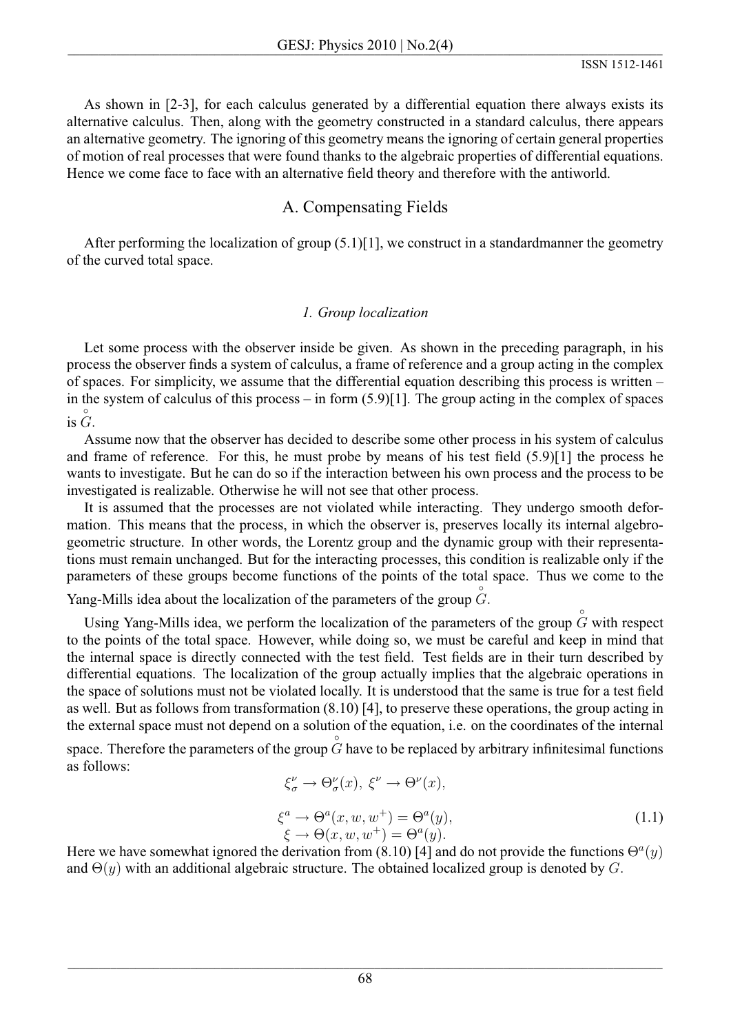As shown in [2-3], for each calculus generated by a differential equation there always exists its alternative calculus. Then, along with the geometry constructed in a standard calculus, there appears an alternative geometry. The ignoring of this geometry means the ignoring of certain general properties of motion of real processes that were found thanks to the algebraic properties of differential equations. Hence we come face to face with an alternative field theory and therefore with the antiworld.

## A. Compensating Fields

After performing the localization of group (5.1)[1], we construct in a standardmanner the geometry of the curved total space.

### *1. Group localization*

Let some process with the observer inside be given. As shown in the preceding paragraph, in his process the observer finds a system of calculus, a frame of reference and a group acting in the complex of spaces. For simplicity, we assume that the differential equation describing this process is written – in the system of calculus of this process – in form (5.9)[1]. The group acting in the complex of spaces is $\overset{\circ}{G}$.

Assume now that the observer has decided to describe some other process in his system of calculus and frame of reference. For this, he must probe by means of his test field (5.9)[1] the process he wants to investigate. But he can do so if the interaction between his own process and the process to be investigated is realizable. Otherwise he will not see that other process.

It is assumed that the processes are not violated while interacting. They undergo smooth deformation. This means that the process, in which the observer is, preserves locally its internal algebro-geometric structure. In other words, the Lorentz group and the dynamic group with their representations must remain unchanged. But for the interacting processes, this condition is realizable only if the parameters of these groups become functions of the points of the total space. Thus we come to the Yang-Mills idea about the localization of the parameters of the group $\overset{\circ}{G}$.

Using Yang-Mills idea, we perform the localization of the parameters of the group $\overset{\circ}{G}$ with respect to the points of the total space. However, while doing so, we must be careful and keep in mind that the internal space is directly connected with the test field. Test fields are in their turn described by differential equations. The localization of the group actually implies that the algebraic operations in the space of solutions must not be violated locally. It is understood that the same is true for a test field as well. But as follows from transformation (8.10) [4], to preserve these operations, the group acting in the external space must not depend on a solution of the equation, i.e. on the coordinates of the internal space. Therefore the parameters of the group $\overset{\circ}{G}$ have to be replaced by arbitrary infinitesimal functions as follows:

$$
\begin{gathered}
\xi^{\nu}_{\sigma} \to \Theta^{\nu}_{\sigma}(x),\ \xi^{\nu} \to \Theta^{\nu}(x), \\
\xi^{a} \to \Theta^{a}(x, w, w^{+}) = \Theta^{a}(y), \\
\xi \to \Theta(x, w, w^{+}) = \Theta^{a}(y).
\end{gathered}
\tag{1.1}
$$

Here we have somewhat ignored the derivation from (8.10) [4] and do not provide the functions $\Theta^{a}(y)$ and $\Theta(y)$ with an additional algebraic structure. The obtained localized group is denoted by $G$.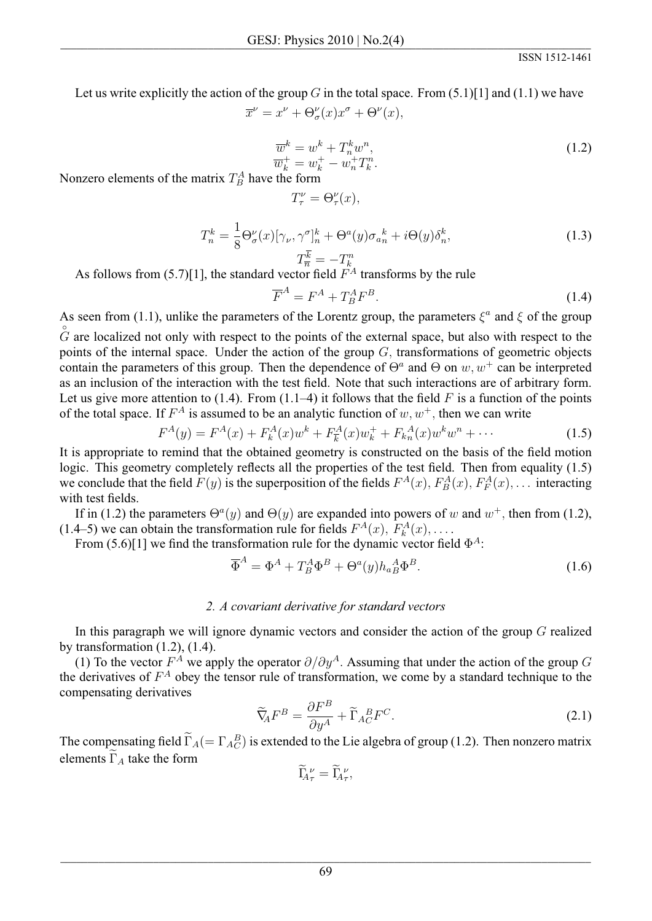Let us write explicitly the action of the group $G$ in the total space. From (5.1)[1] and (1.1) we have

$$\overline{x}^{\nu} = x^{\nu} + \Theta^{\nu}_{\sigma}(x)x^{\sigma} + \Theta^{\nu}(x),$$

$$\overline{w}^{k} = w^{k} + T^{k}_{n}w^{n}, \qquad (1.2)$$
$$\overline{w}^{+}_{k} = w^{+}_{k} - w^{+}_{n}T^{n}_{k}.$$

Nonzero elements of the matrix $T^{A}_{B}$ have the form

$$T^{\nu}_{\tau} = \Theta^{\nu}_{\tau}(x),$$

$$T^{k}_{n} = \frac{1}{8}\Theta^{\nu}_{\sigma}(x)[\gamma_{\nu}, \gamma^{\sigma}]^{k}_{n} + \Theta^{a}(y){\sigma_{a n}}^{k} + i\Theta(y)\delta^{k}_{n}, \qquad (1.3)$$
$$T^{\overline{k}}_{\overline{n}} = -T^{n}_{k}$$

As follows from (5.7)[1], the standard vector field $F^{A}$ transforms by the rule

$$\overline{F}^{A} = F^{A} + T^{A}_{B}F^{B}. \qquad (1.4)$$

As seen from (1.1), unlike the parameters of the Lorentz group, the parameters $\xi^{a}$ and $\xi$ of the group $\overset{\circ}{G}$ are localized not only with respect to the points of the external space, but also with respect to the points of the internal space. Under the action of the group $G$, transformations of geometric objects contain the parameters of this group. Then the dependence of $\Theta^{a}$ and $\Theta$ on $w, w^{+}$ can be interpreted as an inclusion of the interaction with the test field. Note that such interactions are of arbitrary form. Let us give more attention to (1.4). From (1.1–4) it follows that the field $F$ is a function of the points of the total space. If $F^{A}$ is assumed to be an analytic function of $w, w^{+}$, then we can write

$$F^{A}(y) = F^{A}(x) + F^{A}_{k}(x)w^{k} + F^{A}_{\overline{k}}(x)w^{+}_{k} + {F_{kn}}^{A}(x)w^{k}w^{n} + \cdots \qquad (1.5)$$

It is appropriate to remind that the obtained geometry is constructed on the basis of the field motion logic. This geometry completely reflects all the properties of the test field. Then from equality (1.5) we conclude that the field $F(y)$ is the superposition of the fields $F^{A}(x)$, $F^{A}_{B}(x)$, $F^{A}_{F}(x), \ldots$ interacting with test fields.

If in (1.2) the parameters $\Theta^{a}(y)$ and $\Theta(y)$ are expanded into powers of $w$ and $w^{+}$, then from (1.2), (1.4–5) we can obtain the transformation rule for fields $F^{A}(x)$, $F^{A}_{k}(x), \ldots$.

From (5.6)[1] we find the transformation rule for the dynamic vector field $\Phi^{A}$:

$$\overline{\Phi}^{A} = \Phi^{A} + T^{A}_{B}\Phi^{B} + \Theta^{a}(y){h_{a}}^{A}_{B}\Phi^{B}. \qquad (1.6)$$

*2. A covariant derivative for standard vectors*

In this paragraph we will ignore dynamic vectors and consider the action of the group $G$ realized by transformation (1.2), (1.4).

(1) To the vector $F^{A}$ we apply the operator $\partial/\partial y^{A}$. Assuming that under the action of the group $G$ the derivatives of $F^{A}$ obey the tensor rule of transformation, we come by a standard technique to the compensating derivatives

$$\widetilde{\nabla}_{A}F^{B} = \frac{\partial F^{B}}{\partial y^{A}} + \widetilde{\Gamma}^{\,B}_{AC}F^{C}. \qquad (2.1)$$

The compensating field $\widetilde{\Gamma}_{A} (= \Gamma^{\,B}_{AC})$ is extended to the Lie algebra of group (1.2). Then nonzero matrix elements $\widetilde{\Gamma}_{A}$ take the form

$$\widetilde{\Gamma}^{\,\nu}_{A\tau} = \widetilde{\Gamma}^{\,\nu}_{A\tau},$$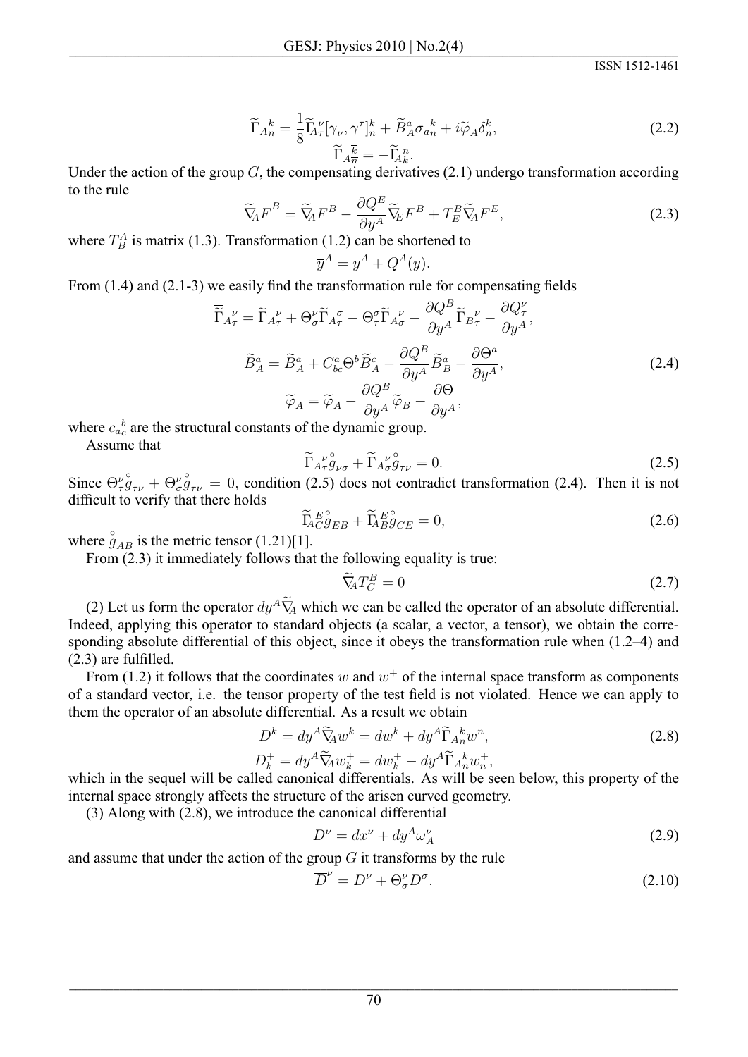$$\widetilde{\Gamma}_{A}{}_{n}^{k} = \frac{1}{8}\widetilde{\Gamma}_{A\tau}^{\ \nu}[\gamma_\nu, \gamma^\tau]_n^k + \widetilde{B}_A^a \sigma_{a}{}_{n}^{k} + i\widetilde{\varphi}_A \delta_n^k, \tag{2.2}$$

$$\widetilde{\Gamma}_{A}{}_{\overline{n}}^{\overline{k}} = -\widetilde{\Gamma}_{Ak}^{\ n}.$$

Under the action of the group $G$, the compensating derivatives (2.1) undergo transformation according to the rule

$$\overline{\widetilde{\nabla}}_A \overline{F}^B = \widetilde{\nabla}_A F^B - \frac{\partial Q^E}{\partial y^A}\widetilde{\nabla}_E F^B + T_E^B \widetilde{\nabla}_A F^E, \tag{2.3}$$

where $T_B^A$ is matrix (1.3). Transformation (1.2) can be shortened to

$$\overline{y}^A = y^A + Q^A(y).$$

From (1.4) and (2.1-3) we easily find the transformation rule for compensating fields

$$\overline{\widetilde{\Gamma}}_{A\tau}^{\ \nu} = \widetilde{\Gamma}_{A\tau}^{\ \nu} + \Theta_\sigma^\nu \widetilde{\Gamma}_{A\tau}^{\ \sigma} - \Theta_\tau^\sigma \widetilde{\Gamma}_{A\sigma}^{\ \nu} - \frac{\partial Q^B}{\partial y^A}\widetilde{\Gamma}_{B\tau}^{\ \nu} - \frac{\partial Q_\tau^\nu}{\partial y^A},$$

$$\overline{\widetilde{B}}_A^a = \widetilde{B}_A^a + C_{bc}^a \Theta^b \widetilde{B}_A^c - \frac{\partial Q^B}{\partial y^A}\widetilde{B}_B^a - \frac{\partial \Theta^a}{\partial y^A}, \tag{2.4}$$

$$\overline{\widetilde{\varphi}}_A = \widetilde{\varphi}_A - \frac{\partial Q^B}{\partial y^A}\widetilde{\varphi}_B - \frac{\partial \Theta}{\partial y^A},$$

where $c_{a}{}_{c}^{b}$ are the structural constants of the dynamic group.

Assume that

$$\widetilde{\Gamma}_{A\tau}^{\ \nu}\overset{\circ}{g}_{\nu\sigma} + \widetilde{\Gamma}_{A\sigma}^{\ \nu}\overset{\circ}{g}_{\tau\nu} = 0. \tag{2.5}$$

Since $\Theta_\tau^\nu \overset{\circ}{g}_{\tau\nu} + \Theta_\sigma^\nu \overset{\circ}{g}_{\tau\nu} = 0$, condition (2.5) does not contradict transformation (2.4). Then it is not difficult to verify that there holds

$$\widetilde{\Gamma}_{AC}^{\ E}\overset{\circ}{g}_{EB} + \widetilde{\Gamma}_{AB}^{\ E}\overset{\circ}{g}_{CE} = 0, \tag{2.6}$$

where $\overset{\circ}{g}_{AB}$ is the metric tensor (1.21)[1].

From (2.3) it immediately follows that the following equality is true:

$$\widetilde{\nabla}_A T_C^B = 0 \tag{2.7}$$

(2) Let us form the operator $dy^A\widetilde{\nabla}_A$ which we can be called the operator of an absolute differential. Indeed, applying this operator to standard objects (a scalar, a vector, a tensor), we obtain the corresponding absolute differential of this object, since it obeys the transformation rule when (1.2–4) and (2.3) are fulfilled.

From (1.2) it follows that the coordinates $w$ and $w^+$ of the internal space transform as components of a standard vector, i.e. the tensor property of the test field is not violated. Hence we can apply to them the operator of an absolute differential. As a result we obtain

$$D^k = dy^A\widetilde{\nabla}_A w^k = dw^k + dy^A\widetilde{\Gamma}_{A}{}_{n}^{k} w^n, \tag{2.8}$$

$$D_k^+ = dy^A\widetilde{\nabla}_A w_k^+ = dw_k^+ - dy^A\widetilde{\Gamma}_{A}{}_{n}^{k} w_n^+,$$

which in the sequel will be called canonical differentials. As will be seen below, this property of the internal space strongly affects the structure of the arisen curved geometry.

(3) Along with (2.8), we introduce the canonical differential

$$D^\nu = dx^\nu + dy^A\omega_A^\nu \tag{2.9}$$

and assume that under the action of the group $G$ it transforms by the rule

$$\overline{D}^\nu = D^\nu + \Theta_\sigma^\nu D^\sigma. \tag{2.10}$$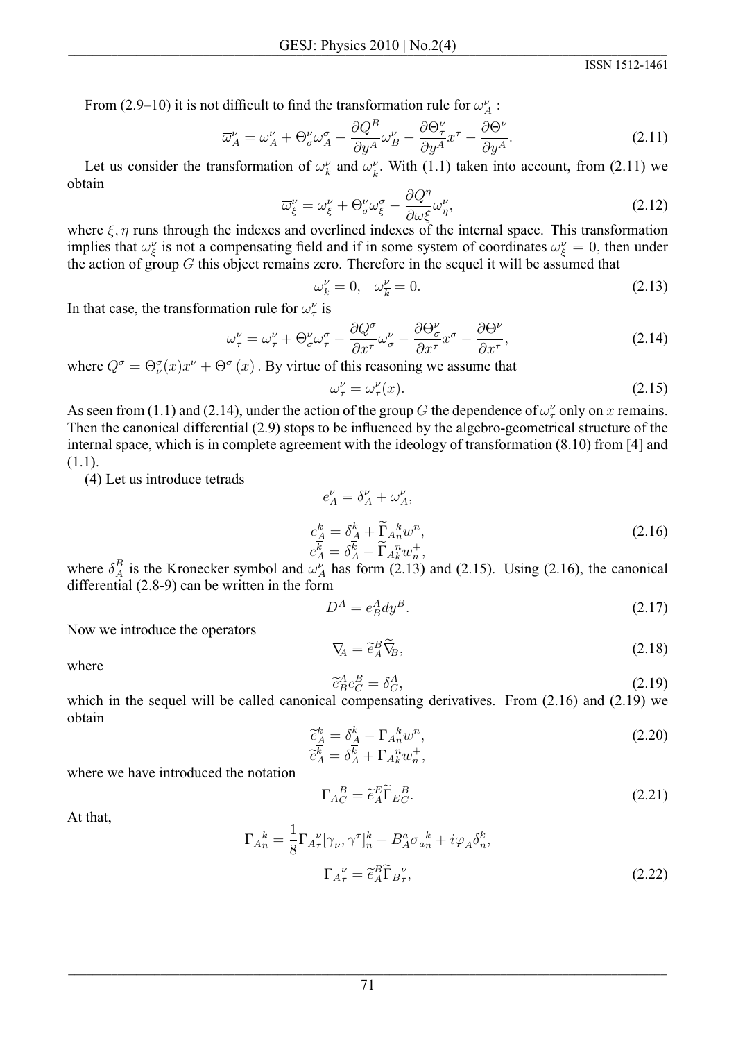From (2.9–10) it is not difficult to find the transformation rule for $\omega_A^\nu$ :

$$\overline{\omega}_A^\nu = \omega_A^\nu + \Theta_\sigma^\nu \omega_A^\sigma - \frac{\partial Q^B}{\partial y^A}\omega_B^\nu - \frac{\partial \Theta_\tau^\nu}{\partial y^A}x^\tau - \frac{\partial \Theta^\nu}{\partial y^A}. \tag{2.11}$$

Let us consider the transformation of $\omega_k^\nu$ and $\omega_{\overline{k}}^\nu$. With (1.1) taken into account, from (2.11) we obtain

$$\overline{\omega}_\xi^\nu = \omega_\xi^\nu + \Theta_\sigma^\nu \omega_\xi^\sigma - \frac{\partial Q^\eta}{\partial \omega\xi}\omega_\eta^\nu, \tag{2.12}$$

where $\xi, \eta$ runs through the indexes and overlined indexes of the internal space. This transformation implies that $\omega_\xi^\nu$ is not a compensating field and if in some system of coordinates $\omega_\xi^\nu = 0$, then under the action of group $G$ this object remains zero. Therefore in the sequel it will be assumed that

$$\omega_k^\nu = 0, \quad \omega_{\overline{k}}^\nu = 0. \tag{2.13}$$

In that case, the transformation rule for $\omega_\tau^\nu$ is

$$\overline{\omega}_\tau^\nu = \omega_\tau^\nu + \Theta_\sigma^\nu \omega_\tau^\sigma - \frac{\partial Q^\sigma}{\partial x^\tau}\omega_\sigma^\nu - \frac{\partial \Theta_\sigma^\nu}{\partial x^\tau}x^\sigma - \frac{\partial \Theta^\nu}{\partial x^\tau}, \tag{2.14}$$

where $Q^\sigma = \Theta_\nu^\sigma(x)x^\nu + \Theta^\sigma(x)$ . By virtue of this reasoning we assume that

$$\omega_\tau^\nu = \omega_\tau^\nu(x). \tag{2.15}$$

As seen from (1.1) and (2.14), under the action of the group $G$ the dependence of $\omega_\tau^\nu$ only on $x$ remains. Then the canonical differential (2.9) stops to be influenced by the algebro-geometrical structure of the internal space, which is in complete agreement with the ideology of transformation (8.10) from [4] and (1.1).

(4) Let us introduce tetrads

$$\begin{gathered} e_A^\nu = \delta_A^\nu + \omega_A^\nu, \\ e_A^k = \delta_A^k + \widetilde{\Gamma}_{A}{}_n^k w^n, \\ e_A^{\overline{k}} = \delta_A^{\overline{k}} - \widetilde{\Gamma}_{A}{}_k^n w_n^+, \end{gathered} \tag{2.16}$$

where $\delta_A^B$ is the Kronecker symbol and $\omega_A^\nu$ has form (2.13) and (2.15). Using (2.16), the canonical differential (2.8-9) can be written in the form

$$D^A = e_B^A dy^B. \tag{2.17}$$

Now we introduce the operators

$$\nabla_A = \widetilde{e}_A^B \widetilde{\nabla}_B, \tag{2.18}$$

where

$$\widetilde{e}_B^A e_C^B = \delta_C^A, \tag{2.19}$$

which in the sequel will be called canonical compensating derivatives. From (2.16) and (2.19) we obtain

$$\begin{gathered} \widetilde{e}_A^k = \delta_A^k - \Gamma_{A}{}_n^k w^n, \\ \widetilde{e}_A^{\overline{k}} = \delta_A^{\overline{k}} + \Gamma_{A}{}_k^n w_n^+, \end{gathered} \tag{2.20}$$

where we have introduced the notation

$$\Gamma_{A}{}_C^B = \widetilde{e}_A^E \widetilde{\Gamma}_{E}{}_C^B. \tag{2.21}$$

At that,

$$\begin{gathered} \Gamma_{A}{}_n^k = \frac{1}{8}\Gamma_{A}{}_\tau^\nu [\gamma_\nu, \gamma^\tau]_n^k + B_A^a \sigma_{a}{}_n^k + i\varphi_A \delta_n^k, \\ \Gamma_{A}{}_\tau^\nu = \widetilde{e}_A^B \widetilde{\Gamma}_{B}{}_\tau^\nu, \end{gathered} \tag{2.22}$$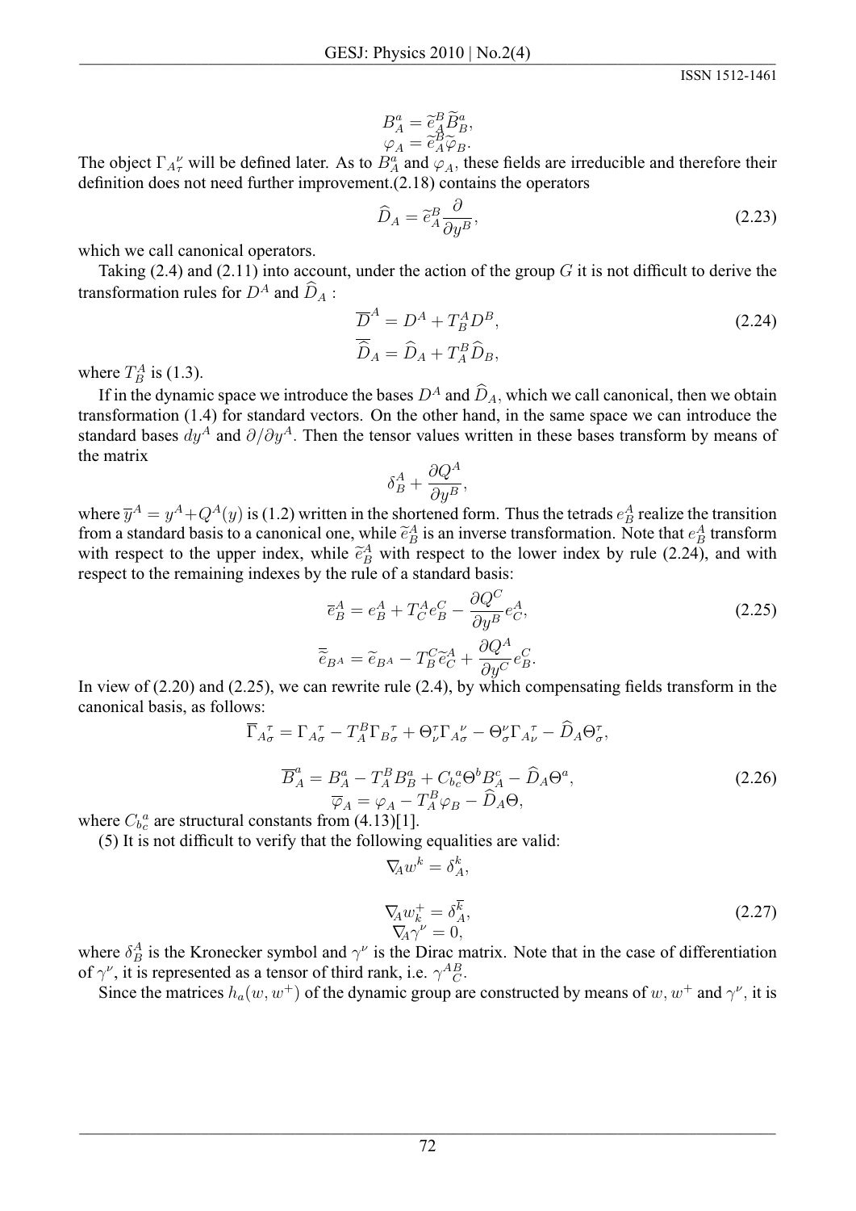$$B^a_A = \widetilde{e}^B_A \widetilde{B}^a_B,$$
$$\varphi_A = \widetilde{e}^B_A \widetilde{\varphi}_B.$$

The object ${\Gamma_A}^\nu_\tau$ will be defined later. As to $B^a_A$ and $\varphi_A$, these fields are irreducible and therefore their definition does not need further improvement.(2.18) contains the operators

$$\widehat{D}_A = \widetilde{e}^B_A \frac{\partial}{\partial y^B}, \tag{2.23}$$

which we call canonical operators.

Taking (2.4) and (2.11) into account, under the action of the group $G$ it is not difficult to derive the transformation rules for $D^A$ and $\widehat{D}_A$ :

$$\overline{D}^A = D^A + T^A_B D^B, \tag{2.24}$$
$$\overline{\widehat{D}}_A = \widehat{D}_A + T^B_A \widehat{D}_B,$$

where $T^A_B$ is (1.3).

If in the dynamic space we introduce the bases $D^A$ and $\widehat{D}_A$, which we call canonical, then we obtain transformation (1.4) for standard vectors. On the other hand, in the same space we can introduce the standard bases $dy^A$ and $\partial/\partial y^A$. Then the tensor values written in these bases transform by means of the matrix

$$\delta^A_B + \frac{\partial Q^A}{\partial y^B},$$

where $\overline{y}^A = y^A + Q^A(y)$ is (1.2) written in the shortened form. Thus the tetrads $e^A_B$ realize the transition from a standard basis to a canonical one, while $\widetilde{e}^A_B$ is an inverse transformation. Note that $e^A_B$ transform with respect to the upper index, while $\widetilde{e}^A_B$ with respect to the lower index by rule (2.24), and with respect to the remaining indexes by the rule of a standard basis:

$$\overline{e}^A_B = e^A_B + T^A_C e^C_B - \frac{\partial Q^C}{\partial y^B} e^A_C, \tag{2.25}$$
$$\overline{\widetilde{e}}_{B^A} = \widetilde{e}_{B^A} - T^C_B \widetilde{e}^A_C + \frac{\partial Q^A}{\partial y^C} e^C_B.$$

In view of (2.20) and (2.25), we can rewrite rule (2.4), by which compensating fields transform in the canonical basis, as follows:

$$\overline{\Gamma}_{A\sigma}{}^{\tau} = \Gamma_{A\sigma}{}^{\tau} - T^B_A \Gamma_{B\sigma}{}^{\tau} + \Theta^\tau_\nu \Gamma_{A\sigma}{}^{\nu} - \Theta^\nu_\sigma \Gamma_{A\nu}{}^{\tau} - \widehat{D}_A \Theta^\tau_\sigma,$$

$$\overline{B}^a_A = B^a_A - T^B_A B^a_B + C_{b}{}^{a}{}_{c} \Theta^b B^c_A - \widehat{D}_A \Theta^a, \tag{2.26}$$
$$\overline{\varphi}_A = \varphi_A - T^B_A \varphi_B - \widehat{D}_A \Theta,$$

where $C_{b}{}^{a}{}_{c}$ are structural constants from (4.13)[1].

(5) It is not difficult to verify that the following equalities are valid:

$$\nabla_A w^k = \delta^k_A,$$

$$\nabla_A w^+_k = \delta^{\overline{k}}_A, \tag{2.27}$$
$$\nabla_A \gamma^\nu = 0,$$

where $\delta^A_B$ is the Kronecker symbol and $\gamma^\nu$ is the Dirac matrix. Note that in the case of differentiation of $\gamma^\nu$, it is represented as a tensor of third rank, i.e. $\gamma^{AB}_C$.

Since the matrices $h_a(w, w^+)$ of the dynamic group are constructed by means of $w, w^+$ and $\gamma^\nu$, it is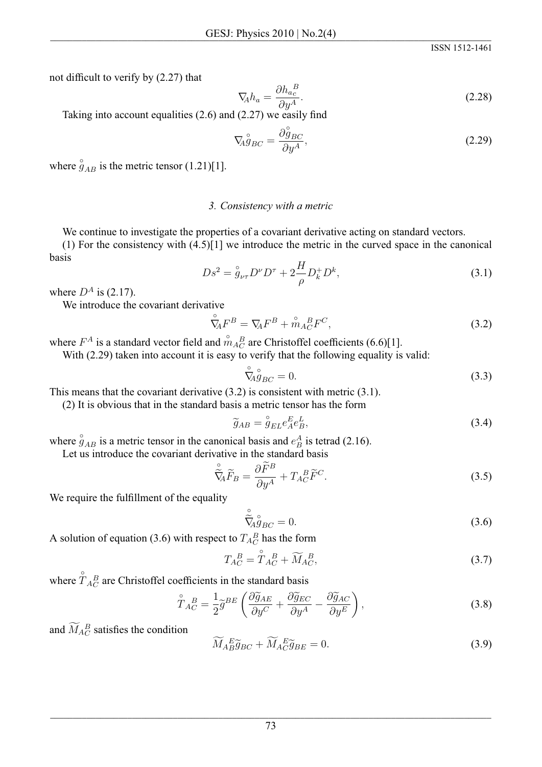not difficult to verify by (2.27) that

$$\nabla_A h_a = \frac{\partial h_{a_C}^{\ B}}{\partial y^A}. \tag{2.28}$$

Taking into account equalities (2.6) and (2.27) we easily find

$$\nabla_A \overset{\circ}{g}_{BC} = \frac{\partial \overset{\circ}{g}_{BC}}{\partial y^A}, \tag{2.29}$$

where $\overset{\circ}{g}_{AB}$ is the metric tensor (1.21)[1].

### *3. Consistency with a metric*

We continue to investigate the properties of a covariant derivative acting on standard vectors.

(1) For the consistency with (4.5)[1] we introduce the metric in the curved space in the canonical basis

$$Ds^2 = \overset{\circ}{g}_{\nu\tau} D^\nu D^\tau + 2\frac{H}{\rho} D_k^+ D^k, \tag{3.1}$$

where $D^A$ is (2.17).

We introduce the covariant derivative

$$\overset{\circ}{\nabla}_A F^B = \nabla_A F^B + \overset{\circ}{m}{}_{AC}^{\ B} F^C, \tag{3.2}$$

where $F^A$ is a standard vector field and $\overset{\circ}{m}{}_{AC}^{\ B}$ are Christoffel coefficients (6.6)[1].

With (2.29) taken into account it is easy to verify that the following equality is valid:

$$\overset{\circ}{\nabla}_A \overset{\circ}{g}_{BC} = 0. \tag{3.3}$$

This means that the covariant derivative (3.2) is consistent with metric (3.1).

(2) It is obvious that in the standard basis a metric tensor has the form

$$\widetilde{g}_{AB} = \overset{\circ}{g}_{EL} e_A^E e_B^L, \tag{3.4}$$

where $\overset{\circ}{g}_{AB}$ is a metric tensor in the canonical basis and $e_B^A$ is tetrad (2.16).

Let us introduce the covariant derivative in the standard basis

$$\overset{\circ}{\widetilde{\nabla}}_A \widetilde{F}_B = \frac{\partial \widetilde{F}^B}{\partial y^A} + T_{AC}^{\ B} \widetilde{F}^C. \tag{3.5}$$

We require the fulfillment of the equality

$$\overset{\circ}{\widetilde{\nabla}}_A \overset{\circ}{g}_{BC} = 0. \tag{3.6}$$

A solution of equation (3.6) with respect to $T_{AC}^{\ B}$ has the form

$$T_{AC}^{\ B} = \overset{\circ}{T}{}_{AC}^{\ B} + \widetilde{M}_{AC}^{\ B}, \tag{3.7}$$

where $\overset{\circ}{T}{}_{AC}^{\ B}$ are Christoffel coefficients in the standard basis

$$\overset{\circ}{T}{}_{AC}^{\ B} = \frac{1}{2}\widetilde{g}^{BE}\left(\frac{\partial \widetilde{g}_{AE}}{\partial y^C} + \frac{\partial \widetilde{g}_{EC}}{\partial y^A} - \frac{\partial \widetilde{g}_{AC}}{\partial y^E}\right), \tag{3.8}$$

and $\widetilde{M}_{AC}^{\ B}$ satisfies the condition

$$\widetilde{M}_{AB}^{\ E}\widetilde{g}_{BC} + \widetilde{M}_{AC}^{\ E}\widetilde{g}_{BE} = 0. \tag{3.9}$$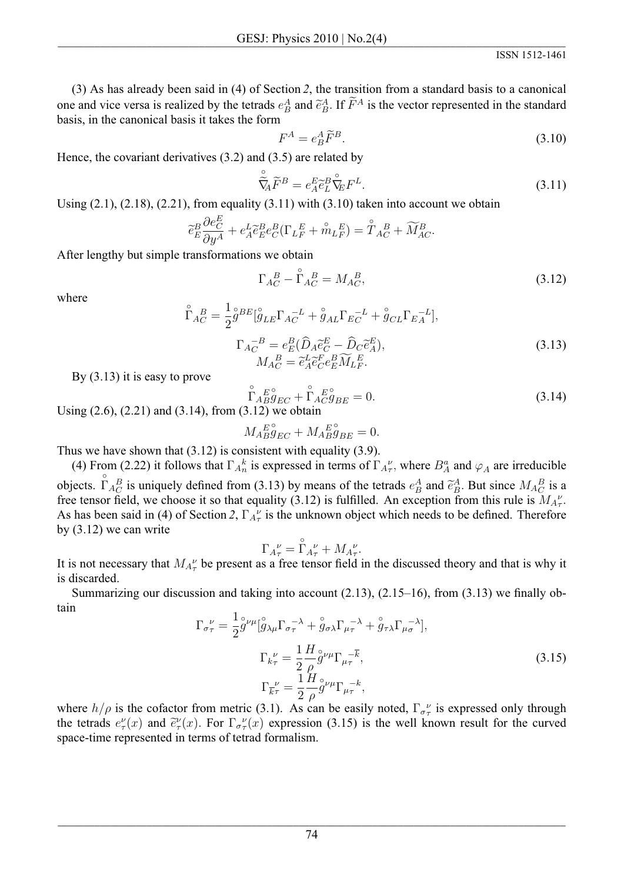(3) As has already been said in (4) of Section *2*, the transition from a standard basis to a canonical one and vice versa is realized by the tetrads $e_B^A$ and $\widetilde{e}_B^A$. If $\widetilde{F}^A$ is the vector represented in the standard basis, in the canonical basis it takes the form

$$F^A = e_B^A \widetilde{F}^B. \tag{3.10}$$

Hence, the covariant derivatives (3.2) and (3.5) are related by

$$\overset{\circ}{\widetilde{\nabla}}_A \widetilde{F}^B = e_A^E \widetilde{e}_L^B \overset{\circ}{\nabla}_E F^L. \tag{3.11}$$

Using (2.1), (2.18), (2.21), from equality (3.11) with (3.10) taken into account we obtain

$$\widetilde{e}_E^B \frac{\partial e_C^E}{\partial y^A} + e_A^L \widetilde{e}_E^B e_C^B (\Gamma_{LF}^{\ E} + \overset{\circ}{m}_{LF}^{\ E}) = \overset{\circ}{T}_{AC}^{\ B} + \widetilde{M}_{AC}^{B}.$$

After lengthy but simple transformations we obtain

$$\Gamma_{AC}^{\ B} - \overset{\circ}{\Gamma}_{AC}^{\ B} = M_{AC}^{\ B}, \tag{3.12}$$

where

$$\begin{gathered}
\overset{\circ}{\Gamma}_{AC}^{\ B} = \frac{1}{2}\overset{\circ}{g}^{BE}[\overset{\circ}{g}_{LE}\Gamma_{AC}^{\ -L} + \overset{\circ}{g}_{AL}\Gamma_{EC}^{\ -L} + \overset{\circ}{g}_{CL}\Gamma_{EA}^{\ -L}], \\
\Gamma_{AC}^{\ -B} = e_E^B(\widehat{D}_A \widetilde{e}_C^E - \widehat{D}_C \widetilde{e}_A^E), \\
M_{AC}^{\ B} = \widetilde{e}_A^L \widetilde{e}_C^F e_E^B \widetilde{M}_{LF}^{\ E}.
\end{gathered} \tag{3.13}$$

By (3.13) it is easy to prove

$$\overset{\circ}{\Gamma}_{AB}^{\ E}\overset{\circ}{g}_{EC} + \overset{\circ}{\Gamma}_{AC}^{\ E}\overset{\circ}{g}_{BE} = 0. \tag{3.14}$$

Using (2.6), (2.21) and (3.14), from (3.12) we obtain

$$M_{AB}^{\ E}\overset{\circ}{g}_{EC} + M_{AB}^{\ E}\overset{\circ}{g}_{BE} = 0.$$

Thus we have shown that (3.12) is consistent with equality (3.9).

(4) From (2.22) it follows that $\Gamma_{An}^{\ k}$ is expressed in terms of $\Gamma_{A\tau}^{\ \nu}$, where $B_A^a$ and $\varphi_A$ are irreducible objects. $\overset{\circ}{\Gamma}_{AC}^{\ B}$ is uniquely defined from (3.13) by means of the tetrads $e_B^A$ and $\widetilde{e}_B^A$. But since $M_{AC}^{\ B}$ is a free tensor field, we choose it so that equality (3.12) is fulfilled. An exception from this rule is $M_{A\tau}^{\ \nu}$. As has been said in (4) of Section *2*, $\Gamma_{A\tau}^{\ \nu}$ is the unknown object which needs to be defined. Therefore by (3.12) we can write

$$\Gamma_{A\tau}^{\ \nu} = \overset{\circ}{\Gamma}_{A\tau}^{\ \nu} + M_{A\tau}^{\ \nu}.$$

It is not necessary that $M_{A\tau}^{\ \nu}$ be present as a free tensor field in the discussed theory and that is why it is discarded.

Summarizing our discussion and taking into account (2.13), (2.15–16), from (3.13) we finally obtain

$$\begin{gathered}
\Gamma_{\sigma\tau}^{\ \nu} = \frac{1}{2}\overset{\circ}{g}^{\nu\mu}[\overset{\circ}{g}_{\lambda\mu}\Gamma_{\sigma\tau}^{\ -\lambda} + \overset{\circ}{g}_{\sigma\lambda}\Gamma_{\mu\tau}^{\ -\lambda} + \overset{\circ}{g}_{\tau\lambda}\Gamma_{\mu\sigma}^{\ -\lambda}], \\
\Gamma_{k\tau}^{\ \nu} = \frac{1}{2}\frac{H}{\rho}\overset{\circ}{g}^{\nu\mu}\Gamma_{\mu\tau}^{\ -\overline{k}}, \\
\Gamma_{\overline{k}\tau}^{\ \nu} = \frac{1}{2}\frac{H}{\rho}\overset{\circ}{g}^{\nu\mu}\Gamma_{\mu\tau}^{\ -k},
\end{gathered} \tag{3.15}$$

where $h/\rho$ is the cofactor from metric (3.1). As can be easily noted, $\Gamma_{\sigma\tau}^{\ \nu}$ is expressed only through the tetrads $e_\tau^\nu(x)$ and $\widetilde{e}_\tau^\nu(x)$. For $\Gamma_{\sigma\tau}^{\ \nu}(x)$ expression (3.15) is the well known result for the curved space-time represented in terms of tetrad formalism.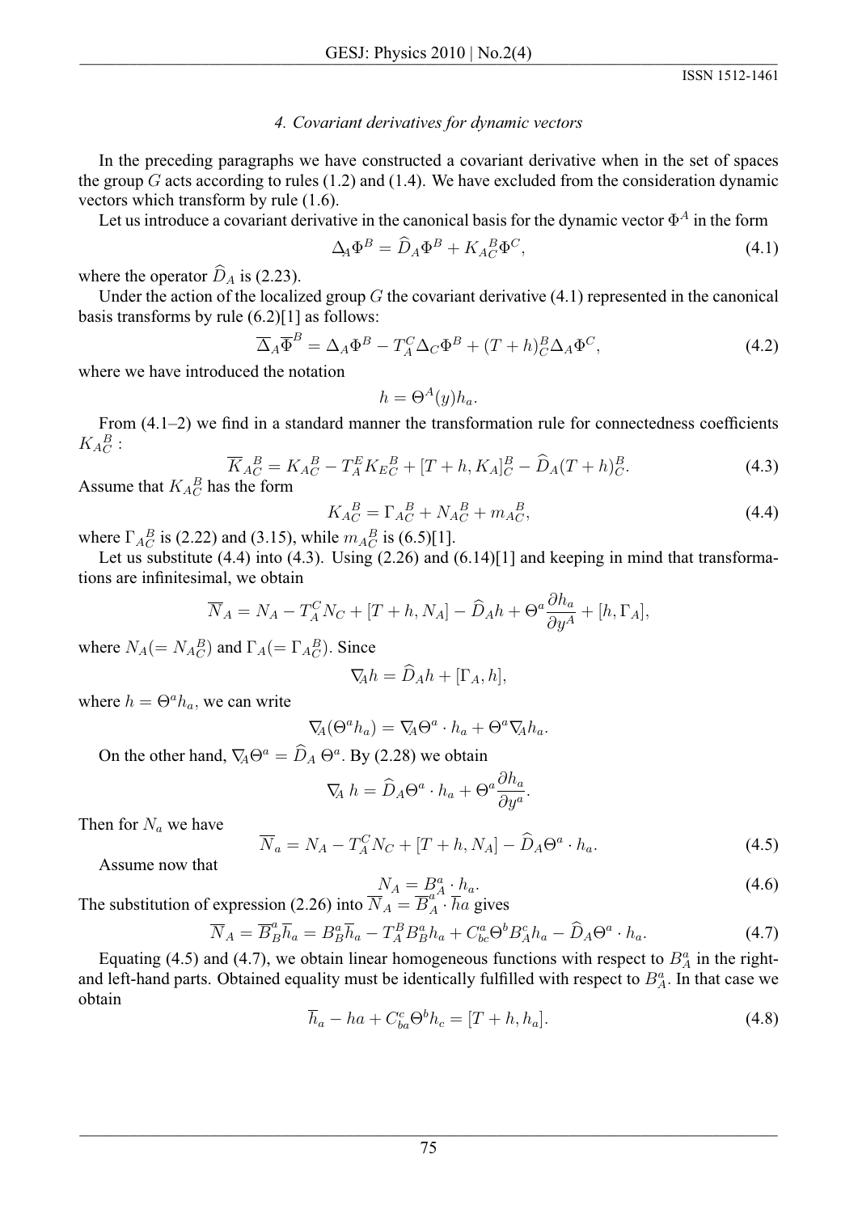### 4. Covariant derivatives for dynamic vectors

In the preceding paragraphs we have constructed a covariant derivative when in the set of spaces the group $G$ acts according to rules (1.2) and (1.4). We have excluded from the consideration dynamic vectors which transform by rule (1.6).

Let us introduce a covariant derivative in the canonical basis for the dynamic vector $\Phi^A$ in the form

$$\Delta_A \Phi^B = \widehat{D}_A \Phi^B + K_{AC}^{\ B} \Phi^C, \tag{4.1}$$

where the operator $\widehat{D}_A$ is (2.23).

Under the action of the localized group $G$ the covariant derivative (4.1) represented in the canonical basis transforms by rule (6.2)[1] as follows:

$$\overline{\Delta}_A \overline{\Phi}^B = \Delta_A \Phi^B - T_A^C \Delta_C \Phi^B + (T+h)_C^B \Delta_A \Phi^C, \tag{4.2}$$

where we have introduced the notation

$$h = \Theta^A(y) h_a.$$

From (4.1–2) we find in a standard manner the transformation rule for connectedness coefficients $K_{AC}^{\ B}$ :

$$\overline{K}_{AC}^{\ B} = K_{AC}^{\ B} - T_A^E K_{EC}^{\ B} + [T+h, K_A]_C^B - \widehat{D}_A (T+h)_C^B. \tag{4.3}$$

Assume that $K_{AC}^{\ B}$ has the form

$$K_{AC}^{\ B} = \Gamma_{AC}^{\ B} + N_{AC}^{\ B} + m_{AC}^{\ B}, \tag{4.4}$$

where $\Gamma_{AC}^{\ B}$ is (2.22) and (3.15), while $m_{AC}^{\ B}$ is (6.5)[1].

Let us substitute (4.4) into (4.3). Using (2.26) and (6.14)[1] and keeping in mind that transformations are infinitesimal, we obtain

$$\overline{N}_A = N_A - T_A^C N_C + [T+h, N_A] - \widehat{D}_A h + \Theta^a \frac{\partial h_a}{\partial y^A} + [h, \Gamma_A],$$

where $N_A (= N_{AC}^{\ B})$ and $\Gamma_A (= \Gamma_{AC}^{\ B})$. Since

$$\nabla_A h = \widehat{D}_A h + [\Gamma_A, h],$$

where $h = \Theta^a h_a$, we can write

$$\nabla_A (\Theta^a h_a) = \nabla_A \Theta^a \cdot h_a + \Theta^a \nabla_A h_a.$$

On the other hand, $\nabla_A \Theta^a = \widehat{D}_A \, \Theta^a$. By (2.28) we obtain

$$\nabla_A \, h = \widehat{D}_A \Theta^a \cdot h_a + \Theta^a \frac{\partial h_a}{\partial y^a}.$$

Then for $N_a$ we have

$$\overline{N}_a = N_A - T_A^C N_C + [T+h, N_A] - \widehat{D}_A \Theta^a \cdot h_a. \tag{4.5}$$

Assume now that

$$N_A = B_A^a \cdot h_a. \tag{4.6}$$

The substitution of expression (2.26) into $\overline{N}_A = \overline{B}_A^a \cdot \overline{h}a$ gives

$$\overline{N}_A = \overline{B}_B^a \overline{h}_a = B_B^a \overline{h}_a - T_A^B B_B^a h_a + C_{bc}^a \Theta^b B_A^c h_a - \widehat{D}_A \Theta^a \cdot h_a. \tag{4.7}$$

Equating (4.5) and (4.7), we obtain linear homogeneous functions with respect to $B_A^a$ in the right- and left-hand parts. Obtained equality must be identically fulfilled with respect to $B_A^a$. In that case we obtain

$$\overline{h}_a - ha + C_{ba}^c \Theta^b h_c = [T+h, h_a]. \tag{4.8}$$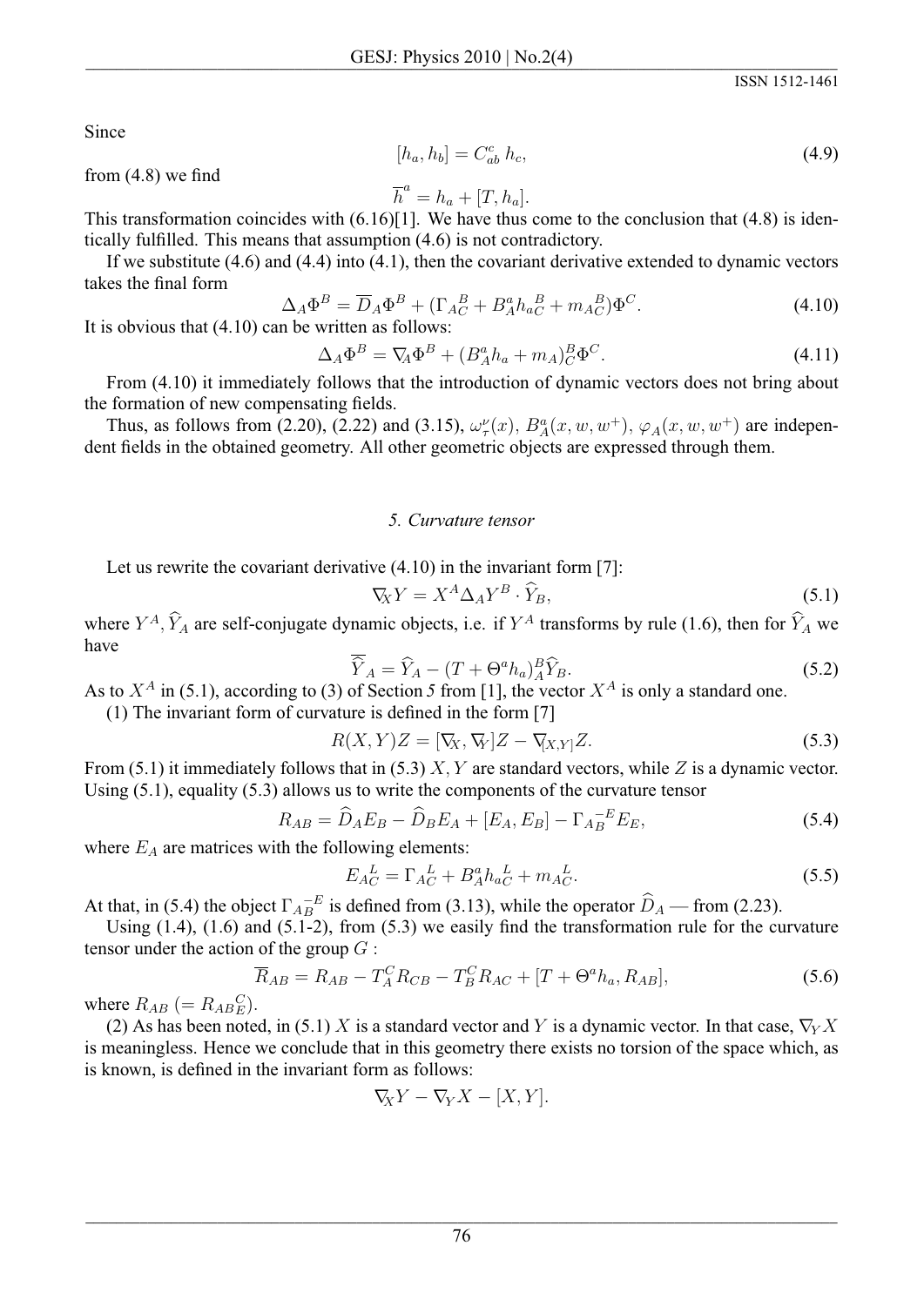Since

$$[h_a, h_b] = C^c_{ab}\, h_c, \tag{4.9}$$

from (4.8) we find

$$\overline{h}^a = h_a + [T, h_a].$$

This transformation coincides with (6.16)[1]. We have thus come to the conclusion that (4.8) is identically fulfilled. This means that assumption (4.6) is not contradictory.

If we substitute (4.6) and (4.4) into (4.1), then the covariant derivative extended to dynamic vectors takes the final form

$$\Delta_A \Phi^B = \overline{D}_A \Phi^B + (\Gamma_{AC}^{\ \ B} + B^a_A h_{aC}^{\ \ B} + m_{AC}^{\ \ B})\Phi^C. \tag{4.10}$$

It is obvious that (4.10) can be written as follows:

$$\Delta_A \Phi^B = \nabla_A \Phi^B + (B^a_A h_a + m_A)^B_C \Phi^C. \tag{4.11}$$

From (4.10) it immediately follows that the introduction of dynamic vectors does not bring about the formation of new compensating fields.

Thus, as follows from (2.20), (2.22) and (3.15), $\omega^\nu_\tau(x)$, $B^a_A(x, w, w^+)$, $\varphi_A(x, w, w^+)$ are independent fields in the obtained geometry. All other geometric objects are expressed through them.

## *5. Curvature tensor*

Let us rewrite the covariant derivative (4.10) in the invariant form [7]:

$$\nabla_X Y = X^A \Delta_A Y^B \cdot \widehat{Y}_B, \tag{5.1}$$

where $Y^A, \widehat{Y}_A$ are self-conjugate dynamic objects, i.e. if $Y^A$ transforms by rule (1.6), then for $\widehat{Y}_A$ we have

$$\overline{\widehat{Y}}_A = \widehat{Y}_A - (T + \Theta^a h_a)^B_A \widehat{Y}_B. \tag{5.2}$$

As to $X^A$ in (5.1), according to (3) of Section 5 from [1], the vector $X^A$ is only a standard one.

(1) The invariant form of curvature is defined in the form [7]

$$R(X, Y)Z = [\nabla_X, \nabla_Y]Z - \nabla_{[X,Y]}Z. \tag{5.3}$$

From (5.1) it immediately follows that in (5.3) $X, Y$ are standard vectors, while $Z$ is a dynamic vector. Using (5.1), equality (5.3) allows us to write the components of the curvature tensor

$$R_{AB} = \widehat{D}_A E_B - \widehat{D}_B E_A + [E_A, E_B] - \Gamma_{A\ B}^{\ -E} E_E, \tag{5.4}$$

where $E_A$ are matrices with the following elements:

$$E_{AC}^{\ \ L} = \Gamma_{AC}^{\ \ L} + B^a_A h_{aC}^{\ \ L} + m_{AC}^{\ \ L}. \tag{5.5}$$

At that, in (5.4) the object $\Gamma_{A\ B}^{\ -E}$ is defined from (3.13), while the operator $\widehat{D}_A$ — from (2.23).

Using (1.4), (1.6) and (5.1-2), from (5.3) we easily find the transformation rule for the curvature tensor under the action of the group $G$ :

$$\overline{R}_{AB} = R_{AB} - T^C_A R_{CB} - T^C_B R_{AC} + [T + \Theta^a h_a, R_{AB}], \tag{5.6}$$

where $R_{AB}\ (= R_{ABE}^{\ \ \ \ C})$.

(2) As has been noted, in (5.1) $X$ is a standard vector and $Y$ is a dynamic vector. In that case, $\nabla_Y X$ is meaningless. Hence we conclude that in this geometry there exists no torsion of the space which, as is known, is defined in the invariant form as follows:

$$\nabla_X Y - \nabla_Y X - [X, Y].$$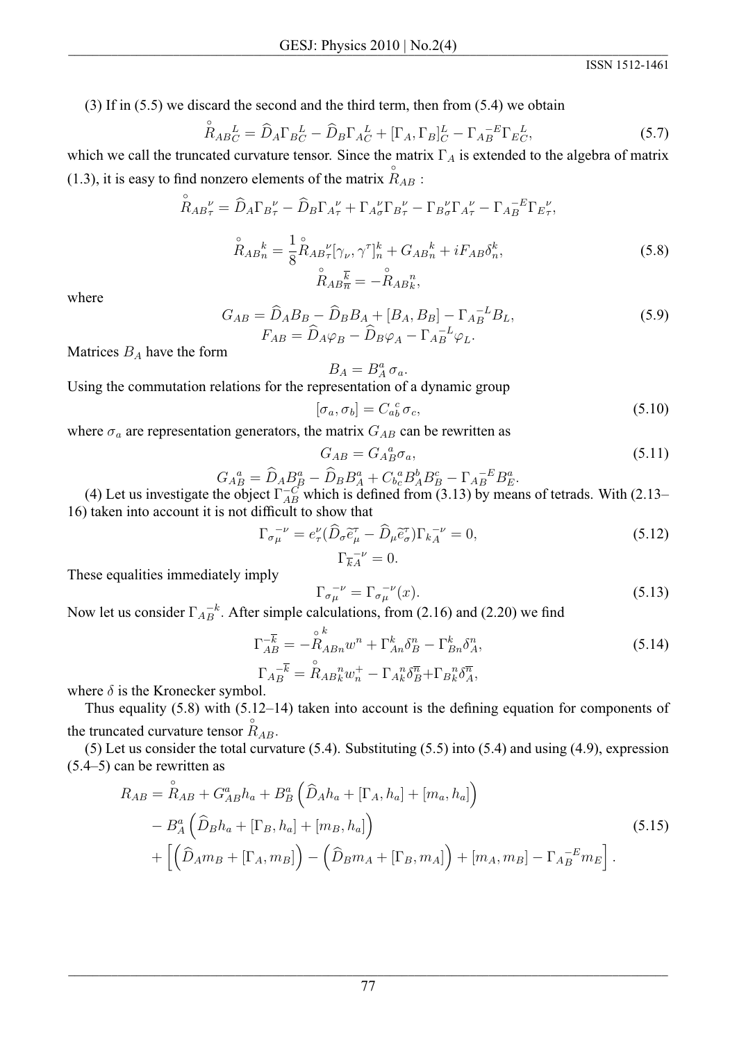(3) If in (5.5) we discard the second and the third term, then from (5.4) we obtain

$$\overset{\circ}{R}_{ABC}^{\ \ \ \ L} = \widehat{D}_A \Gamma_{BC}^{\ \ L} - \widehat{D}_B \Gamma_{AC}^{\ \ L} + [\Gamma_A, \Gamma_B]_C^L - \Gamma_{AB}^{\ \ -E} \Gamma_{EC}^{\ \ L}, \tag{5.7}$$

which we call the truncated curvature tensor. Since the matrix $\Gamma_A$ is extended to the algebra of matrix (1.3), it is easy to find nonzero elements of the matrix $\overset{\circ}{R}_{AB}$ :

$$\overset{\circ}{R}_{AB\tau}^{\ \ \ \ \nu} = \widehat{D}_A \Gamma_{B\tau}^{\ \ \nu} - \widehat{D}_B \Gamma_{A\tau}^{\ \ \nu} + \Gamma_{A\sigma}^{\ \ \nu} \Gamma_{B\tau}^{\ \ \sigma} - \Gamma_{B\sigma}^{\ \ \nu} \Gamma_{A\tau}^{\ \ \sigma} - \Gamma_{AB}^{\ \ -E} \Gamma_{E\tau}^{\ \ \nu},$$

$$\overset{\circ}{R}_{ABn}^{\ \ \ \ k} = \frac{1}{8} \overset{\circ}{R}_{AB\tau}^{\ \ \ \ \nu} [\gamma_\nu, \gamma^\tau]_n^k + G_{ABn}^{\ \ \ \ k} + i F_{AB} \delta_n^k, \tag{5.8}$$

$$\overset{\circ}{R}_{AB\overline{n}}^{\ \ \ \ \overline{k}} = -\overset{\circ}{R}_{ABk}^{\ \ \ \ n},$$

where

$$G_{AB} = \widehat{D}_A B_B - \widehat{D}_B B_A + [B_A, B_B] - \Gamma_{AB}^{\ \ -L} B_L, \tag{5.9}$$

$$F_{AB} = \widehat{D}_A \varphi_B - \widehat{D}_B \varphi_A - \Gamma_{AB}^{\ \ -L} \varphi_L.$$

Matrices $B_A$ have the form

$$B_A = B_A^a \sigma_a.$$

Using the commutation relations for the representation of a dynamic group

$$[\sigma_a, \sigma_b] = C_{ab}^{\ \ c} \sigma_c, \tag{5.10}$$

where $\sigma_a$ are representation generators, the matrix $G_{AB}$ can be rewritten as

$$G_{AB} = G_{AB}^{\ \ a} \sigma_a, \tag{5.11}$$

$$G_{AB}^{\ \ a} = \widehat{D}_A B_B^a - \widehat{D}_B B_A^a + C_{bc}^{\ \ a} B_A^b B_B^c - \Gamma_{AB}^{\ \ -E} B_E^a.$$

(4) Let us investigate the object $\Gamma_{AB}^{-C}$ which is defined from (3.13) by means of tetrads. With (2.13–16) taken into account it is not difficult to show that

$$\Gamma_{\sigma\mu}^{\ \ -\nu} = e_\tau^\nu (\widehat{D}_\sigma \widetilde{e}_\mu^\tau - \widehat{D}_\mu \widetilde{e}_\sigma^\tau) \Gamma_{kA}^{\ \ -\nu} = 0, \tag{5.12}$$

$$\Gamma_{\overline{k}A}^{\ \ -\nu} = 0.$$

These equalities immediately imply

$$\Gamma_{\sigma\mu}^{\ \ -\nu} = \Gamma_{\sigma\mu}^{\ \ -\nu}(x). \tag{5.13}$$

Now let us consider $\Gamma_{AB}^{\ \ -k}$. After simple calculations, from (2.16) and (2.20) we find

$$\Gamma_{AB}^{-\overline{k}} = -\overset{\circ}{R}_{ABn}^{\ \ \ \ k} w^n + \Gamma_{An}^k \delta_B^n - \Gamma_{Bn}^k \delta_A^n, \tag{5.14}$$

$$\Gamma_{AB}^{\ \ -\overline{k}} = \overset{\circ}{R}_{ABk}^{\ \ \ \ n} w_n^+ - \Gamma_{Ak}^{\ \ n} \delta_B^{\overline{n}} + \Gamma_{Bk}^{\ \ n} \delta_A^{\overline{n}},$$

where $\delta$ is the Kronecker symbol.

Thus equality (5.8) with (5.12–14) taken into account is the defining equation for components of the truncated curvature tensor $\overset{\circ}{R}_{AB}$.

(5) Let us consider the total curvature (5.4). Substituting (5.5) into (5.4) and using (4.9), expression (5.4–5) can be rewritten as

$$\begin{aligned} R_{AB} = {} & \overset{\circ}{R}_{AB} + G_{AB}^a h_a + B_B^a \left( \widehat{D}_A h_a + [\Gamma_A, h_a] + [m_a, h_a] \right) \\ & - B_A^a \left( \widehat{D}_B h_a + [\Gamma_B, h_a] + [m_B, h_a] \right) \\ & + \left[ \left( \widehat{D}_A m_B + [\Gamma_A, m_B] \right) - \left( \widehat{D}_B m_A + [\Gamma_B, m_A] \right) + [m_A, m_B] - \Gamma_{AB}^{\ \ -E} m_E \right]. \end{aligned} \tag{5.15}$$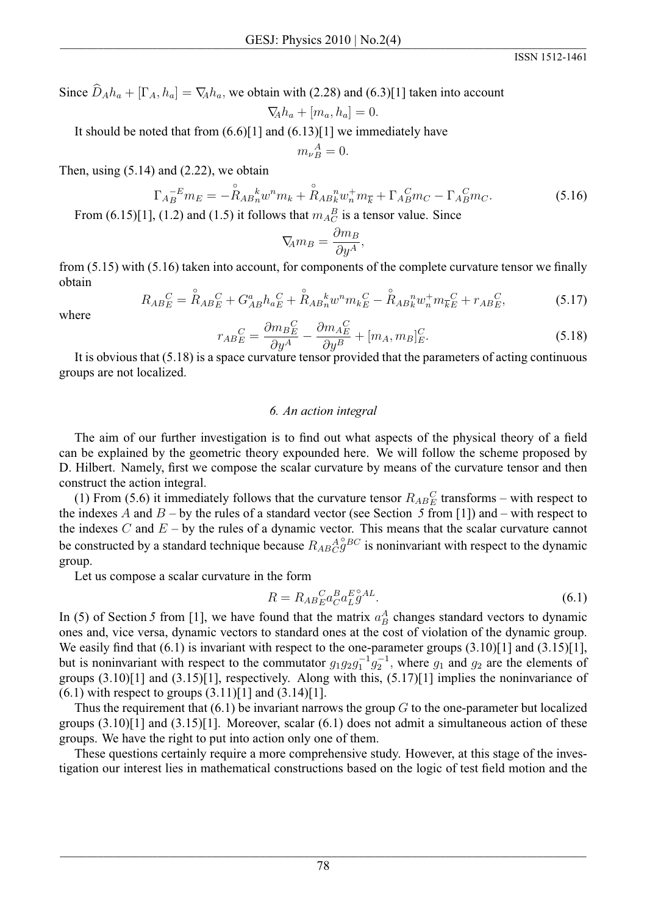Since $\widehat{D}_A h_a + [\Gamma_A, h_a] = \nabla_A h_a$, we obtain with (2.28) and (6.3)[1] taken into account

$$\nabla_A h_a + [m_a, h_a] = 0.$$

It should be noted that from (6.6)[1] and (6.13)[1] we immediately have

$$m_{\nu}{}^{A}_{B} = 0.$$

Then, using (5.14) and (2.22), we obtain

$$\Gamma_A{}^{-E}_{B} m_E = -\overset{\circ}{R}_{AB}{}^{k}_{n} w^n m_k + \overset{\circ}{R}_{AB}{}^{n}_{k} w^{+}_{n} m_{\overline{k}} + \Gamma_A{}^{C}_{B} m_C - \Gamma_A{}^{C}_{B} m_C. \tag{5.16}$$

From (6.15)[1], (1.2) and (1.5) it follows that $m_A{}^{B}_{C}$ is a tensor value. Since

$$\nabla_A m_B = \frac{\partial m_B}{\partial y^A},$$

from (5.15) with (5.16) taken into account, for components of the complete curvature tensor we finally obtain

$$R_{AB}{}^{C}_{E} = \overset{\circ}{R}_{AB}{}^{C}_{E} + G^a_{AB} h_a{}^{C}_{E} + \overset{\circ}{R}_{AB}{}^{k}_{n} w^n m_k{}^{C}_{E} - \overset{\circ}{R}_{AB}{}^{n}_{k} w^{+}_{n} m_{\overline{k}}{}^{C}_{E} + r_{AB}{}^{C}_{E}, \tag{5.17}$$

where

$$r_{AB}{}^{C}_{E} = \frac{\partial m_B{}^{C}_{E}}{\partial y^A} - \frac{\partial m_A{}^{C}_{E}}{\partial y^B} + [m_A, m_B]^C_E. \tag{5.18}$$

It is obvious that (5.18) is a space curvature tensor provided that the parameters of acting continuous groups are not localized.

## *6. An action integral*

The aim of our further investigation is to find out what aspects of the physical theory of a field can be explained by the geometric theory expounded here. We will follow the scheme proposed by D. Hilbert. Namely, first we compose the scalar curvature by means of the curvature tensor and then construct the action integral.

(1) From (5.6) it immediately follows that the curvature tensor $R_{AB}{}^{C}_{E}$ transforms – with respect to the indexes $A$ and $B$ – by the rules of a standard vector (see Section 5 from [1]) and – with respect to the indexes $C$ and $E$ – by the rules of a dynamic vector. This means that the scalar curvature cannot be constructed by a standard technique because $R_{AB}{}^{A}_{C} \overset{\circ}{g}{}^{BC}$ is noninvariant with respect to the dynamic group.

Let us compose a scalar curvature in the form

$$R = R_{AB}{}^{C}_{E} a^B_C a^E_L \overset{\circ}{g}{}^{AL}. \tag{6.1}$$

In (5) of Section 5 from [1], we have found that the matrix $a^A_B$ changes standard vectors to dynamic ones and, vice versa, dynamic vectors to standard ones at the cost of violation of the dynamic group. We easily find that (6.1) is invariant with respect to the one-parameter groups (3.10)[1] and (3.15)[1], but is noninvariant with respect to the commutator $g_1 g_2 g_1^{-1} g_2^{-1}$, where $g_1$ and $g_2$ are the elements of groups (3.10)[1] and (3.15)[1], respectively. Along with this, (5.17)[1] implies the noninvariance of (6.1) with respect to groups (3.11)[1] and (3.14)[1].

Thus the requirement that (6.1) be invariant narrows the group $G$ to the one-parameter but localized groups (3.10)[1] and (3.15)[1]. Moreover, scalar (6.1) does not admit a simultaneous action of these groups. We have the right to put into action only one of them.

These questions certainly require a more comprehensive study. However, at this stage of the investigation our interest lies in mathematical constructions based on the logic of test field motion and the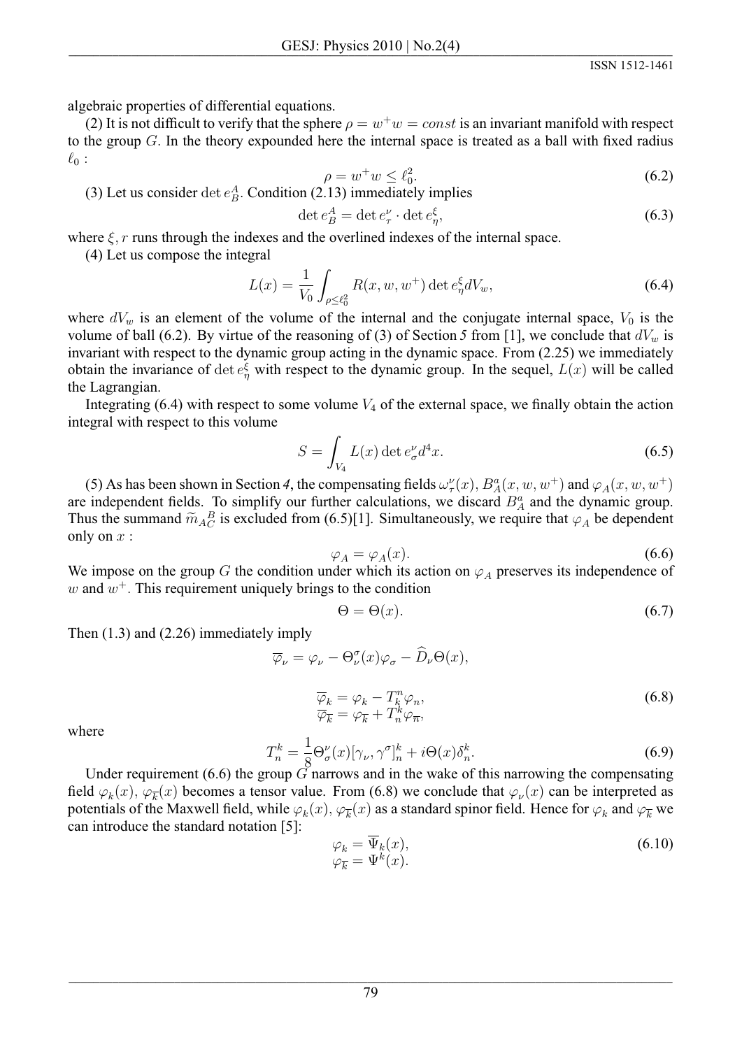algebraic properties of differential equations.

(2) It is not difficult to verify that the sphere $\rho = w^{+}w = const$ is an invariant manifold with respect to the group $G$. In the theory expounded here the internal space is treated as a ball with fixed radius $\ell_0$ :

$$\rho = w^{+}w \leq \ell_0^2. \tag{6.2}$$

(3) Let us consider $\det e_B^A$. Condition (2.13) immediately implies

$$\det e_B^A = \det e_\tau^\nu \cdot \det e_\eta^\xi, \tag{6.3}$$

where $\xi, r$ runs through the indexes and the overlined indexes of the internal space.

(4) Let us compose the integral

$$L(x) = \frac{1}{V_0} \int_{\rho \leq \ell_0^2} R(x, w, w^{+}) \det e_\eta^\xi dV_w, \tag{6.4}$$

where $dV_w$ is an element of the volume of the internal and the conjugate internal space, $V_0$ is the volume of ball (6.2). By virtue of the reasoning of (3) of Section *5* from [1], we conclude that $dV_w$ is invariant with respect to the dynamic group acting in the dynamic space. From (2.25) we immediately obtain the invariance of $\det e_\eta^\xi$ with respect to the dynamic group. In the sequel, $L(x)$ will be called the Lagrangian.

Integrating (6.4) with respect to some volume $V_4$ of the external space, we finally obtain the action integral with respect to this volume

$$S = \int_{V_4} L(x) \det e_\sigma^\nu d^4x. \tag{6.5}$$

(5) As has been shown in Section *4*, the compensating fields $\omega_\tau^\nu(x)$, $B_A^a(x, w, w^{+})$ and $\varphi_A(x, w, w^{+})$ are independent fields. To simplify our further calculations, we discard $B_A^a$ and the dynamic group. Thus the summand $\widetilde{m}_{A\,C}^{\,B}$ is excluded from (6.5)[1]. Simultaneously, we require that $\varphi_A$ be dependent only on $x$ :

$$\varphi_A = \varphi_A(x). \tag{6.6}$$

We impose on the group $G$ the condition under which its action on $\varphi_A$ preserves its independence of $w$ and $w^{+}$. This requirement uniquely brings to the condition

$$\Theta = \Theta(x). \tag{6.7}$$

Then (1.3) and (2.26) immediately imply

$$\overline{\varphi}_\nu = \varphi_\nu - \Theta_\nu^\sigma(x)\varphi_\sigma - \widehat{D}_\nu \Theta(x),$$

$$\begin{aligned} \overline{\varphi}_k &= \varphi_k - T_k^n \varphi_n, \\ \overline{\varphi}_{\overline{k}} &= \varphi_{\overline{k}} + T_n^k \varphi_{\overline{n}}, \end{aligned} \tag{6.8}$$

where

$$T_n^k = \frac{1}{8}\Theta_\sigma^\nu(x)[\gamma_\nu, \gamma^\sigma]_n^k + i\Theta(x)\delta_n^k. \tag{6.9}$$

Under requirement (6.6) the group $G$ narrows and in the wake of this narrowing the compensating field $\varphi_k(x)$, $\varphi_{\overline{k}}(x)$ becomes a tensor value. From (6.8) we conclude that $\varphi_\nu(x)$ can be interpreted as potentials of the Maxwell field, while $\varphi_k(x)$, $\varphi_{\overline{k}}(x)$ as a standard spinor field. Hence for $\varphi_k$ and $\varphi_{\overline{k}}$ we can introduce the standard notation [5]:

$$\begin{aligned} \varphi_k &= \overline{\Psi}_k(x), \\ \varphi_{\overline{k}} &= \Psi^k(x). \end{aligned} \tag{6.10}$$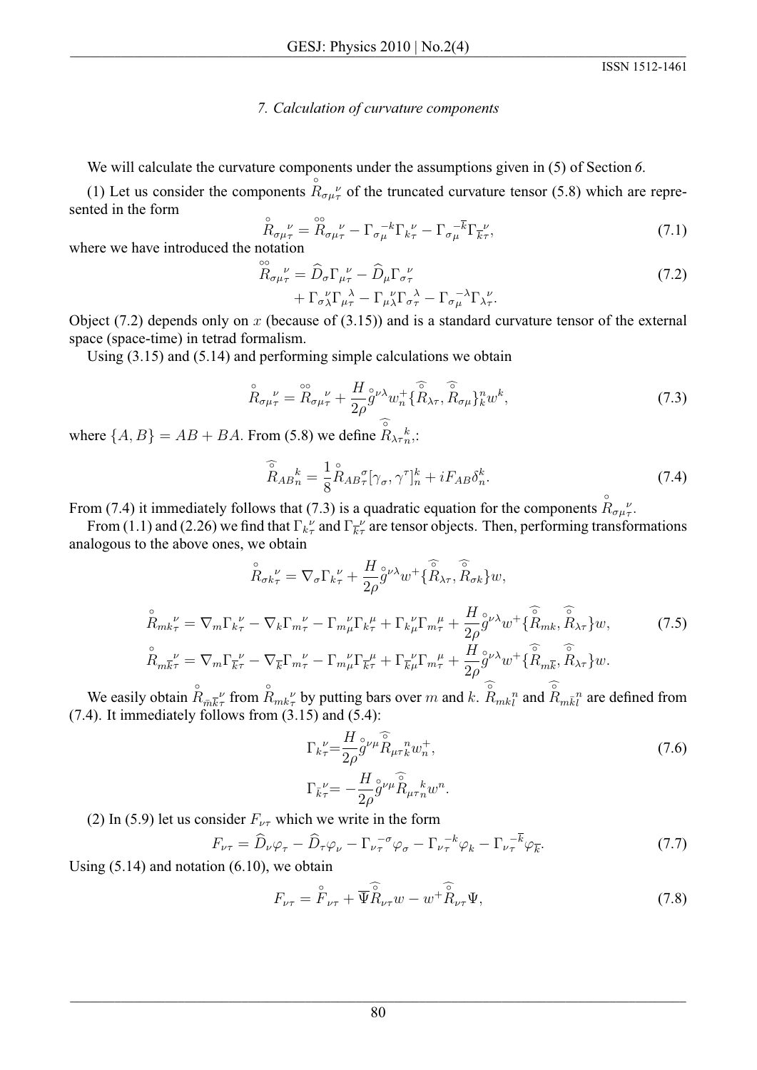*7. Calculation of curvature components*

We will calculate the curvature components under the assumptions given in (5) of Section *6*.

(1) Let us consider the components $\overset{\circ}{R}_{\sigma\mu}{}^{\nu}_{\tau}$ of the truncated curvature tensor (5.8) which are represented in the form

$$\overset{\circ}{R}_{\sigma\mu}{}^{\nu}_{\tau} = \overset{\circ\circ}{R}_{\sigma\mu}{}^{\nu}_{\tau} - \Gamma_{\sigma}{}^{-k}_{\mu}\Gamma_{k}{}^{\nu}_{\tau} - \Gamma_{\sigma}{}^{-\overline{k}}_{\mu}\Gamma_{\overline{k}}{}^{\nu}_{\tau}, \tag{7.1}$$

where we have introduced the notation

$$\begin{aligned}\overset{\circ\circ}{R}_{\sigma\mu}{}^{\nu}_{\tau} &= \widehat{D}_{\sigma}\Gamma_{\mu}{}^{\nu}_{\tau} - \widehat{D}_{\mu}\Gamma_{\sigma}{}^{\nu}_{\tau} \\ &+ \Gamma_{\sigma}{}^{\nu}_{\lambda}\Gamma_{\mu}{}^{\lambda}_{\tau} - \Gamma_{\mu}{}^{\nu}_{\lambda}\Gamma_{\sigma}{}^{\lambda}_{\tau} - \Gamma_{\sigma}{}^{-\lambda}_{\mu}\Gamma_{\lambda}{}^{\nu}_{\tau}.\end{aligned} \tag{7.2}$$

Object (7.2) depends only on $x$ (because of (3.15)) and is a standard curvature tensor of the external space (space-time) in tetrad formalism.

Using (3.15) and (5.14) and performing simple calculations we obtain

$$\overset{\circ}{R}_{\sigma\mu}{}^{\nu}_{\tau} = \overset{\circ\circ}{R}_{\sigma\mu}{}^{\nu}_{\tau} + \frac{H}{2\rho}\overset{\circ}{g}{}^{\nu\lambda}w^{+}_{n}\{\widehat{\overset{\circ}{R}}_{\lambda\tau}, \widehat{\overset{\circ}{R}}_{\sigma\mu}\}^{n}_{k}w^{k}, \tag{7.3}$$

where $\{A, B\} = AB + BA$. From (5.8) we define $\widehat{\overset{\circ}{R}}_{\lambda\tau}{}^{k}_{n}$,:

$$\widehat{\overset{\circ}{R}}_{AB}{}^{k}_{n} = \frac{1}{8}\overset{\circ}{R}_{AB}{}^{\sigma}_{\tau}[\gamma_{\sigma}, \gamma^{\tau}]^{k}_{n} + iF_{AB}\delta^{k}_{n}. \tag{7.4}$$

From (7.4) it immediately follows that (7.3) is a quadratic equation for the components $\overset{\circ}{R}_{\sigma\mu}{}^{\nu}_{\tau}$.

From (1.1) and (2.26) we find that $\Gamma_{k}{}^{\nu}_{\tau}$ and $\Gamma_{\overline{k}}{}^{\nu}_{\tau}$ are tensor objects. Then, performing transformations analogous to the above ones, we obtain

$$\begin{aligned}\overset{\circ}{R}_{\sigma k}{}^{\nu}_{\tau} &= \nabla_{\sigma}\Gamma_{k}{}^{\nu}_{\tau} + \frac{H}{2\rho}\overset{\circ}{g}{}^{\nu\lambda}w^{+}\{\widehat{\overset{\circ}{R}}_{\lambda\tau}, \widehat{\overset{\circ}{R}}_{\sigma k}\}w, \\ \overset{\circ}{R}_{mk}{}^{\nu}_{\tau} &= \nabla_{m}\Gamma_{k}{}^{\nu}_{\tau} - \nabla_{k}\Gamma_{m}{}^{\nu}_{\tau} - \Gamma_{m}{}^{\nu}_{\mu}\Gamma_{k}{}^{\mu}_{\tau} + \Gamma_{k}{}^{\nu}_{\mu}\Gamma_{m}{}^{\mu}_{\tau} + \frac{H}{2\rho}\overset{\circ}{g}{}^{\nu\lambda}w^{+}\{\widehat{\overset{\circ}{R}}_{mk}, \widehat{\overset{\circ}{R}}_{\lambda\tau}\}w, \\ \overset{\circ}{R}_{m\overline{k}}{}^{\nu}_{\tau} &= \nabla_{m}\Gamma_{\overline{k}}{}^{\nu}_{\tau} - \nabla_{\overline{k}}\Gamma_{m}{}^{\nu}_{\tau} - \Gamma_{m}{}^{\nu}_{\mu}\Gamma_{\overline{k}}{}^{\mu}_{\tau} + \Gamma_{\overline{k}}{}^{\nu}_{\mu}\Gamma_{m}{}^{\mu}_{\tau} + \frac{H}{2\rho}\overset{\circ}{g}{}^{\nu\lambda}w^{+}\{\widehat{\overset{\circ}{R}}_{m\overline{k}}, \widehat{\overset{\circ}{R}}_{\lambda\tau}\}w.\end{aligned} \tag{7.5}$$

We easily obtain $\overset{\circ}{R}_{\overline{m}\overline{k}}{}^{\nu}_{\tau}$ from $\overset{\circ}{R}_{mk}{}^{\nu}_{\tau}$ by putting bars over $m$ and $k$. $\widehat{\overset{\circ}{R}}_{mk}{}^{n}_{l}$ and $\widehat{\overset{\circ}{R}}_{m\overline{k}}{}^{n}_{l}$ are defined from (7.4). It immediately follows from (3.15) and (5.4):

$$\begin{aligned}\Gamma_{k}{}^{\nu}_{\tau} &= \frac{H}{2\rho}\overset{\circ}{g}{}^{\nu\mu}\widehat{\overset{\circ}{R}}_{\mu\tau}{}^{n}_{k}w^{+}_{n}, \\ \Gamma_{\overline{k}}{}^{\nu}_{\tau} &= -\frac{H}{2\rho}\overset{\circ}{g}{}^{\nu\mu}\widehat{\overset{\circ}{R}}_{\mu\tau}{}^{k}_{n}w^{n}.\end{aligned} \tag{7.6}$$

(2) In (5.9) let us consider $F_{\nu\tau}$ which we write in the form

$$F_{\nu\tau} = \widehat{D}_{\nu}\varphi_{\tau} - \widehat{D}_{\tau}\varphi_{\nu} - \Gamma_{\nu}{}^{-\sigma}_{\tau}\varphi_{\sigma} - \Gamma_{\nu}{}^{-k}_{\tau}\varphi_{k} - \Gamma_{\nu}{}^{-\overline{k}}_{\tau}\varphi_{\overline{k}}. \tag{7.7}$$

Using (5.14) and notation (6.10), we obtain

$$F_{\nu\tau} = \overset{\circ}{F}_{\nu\tau} + \overline{\Psi}\widehat{\overset{\circ}{R}}_{\nu\tau}w - w^{+}\widehat{\overset{\circ}{R}}_{\nu\tau}\Psi, \tag{7.8}$$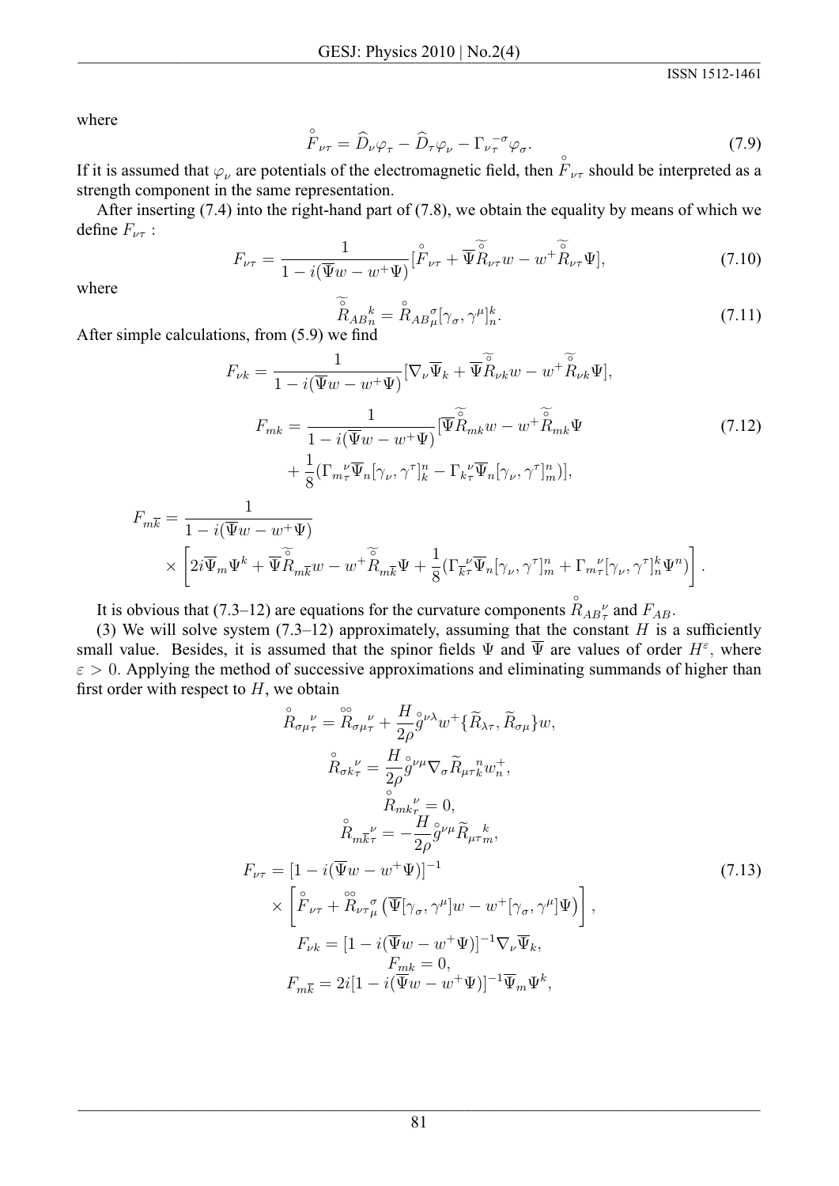where

$$\overset{\circ}{F}_{\nu\tau} = \widehat{D}_\nu \varphi_\tau - \widehat{D}_\tau \varphi_\nu - \Gamma_{\nu\tau}^{\ \ -\sigma}\varphi_\sigma. \tag{7.9}$$

If it is assumed that $\varphi_\nu$ are potentials of the electromagnetic field, then $\overset{\circ}{F}_{\nu\tau}$ should be interpreted as a strength component in the same representation.

After inserting (7.4) into the right-hand part of (7.8), we obtain the equality by means of which we define $F_{\nu\tau}$ :

$$F_{\nu\tau} = \frac{1}{1 - i(\overline{\Psi}w - w^+\Psi)}[\overset{\circ}{F}_{\nu\tau} + \overline{\Psi}\widetilde{\overset{\circ}{R}}_{\nu\tau}w - w^+\widetilde{\overset{\circ}{R}}_{\nu\tau}\Psi], \tag{7.10}$$

where

$$\widetilde{\overset{\circ}{R}}_{AB}{}^k_n = \overset{\circ}{R}_{AB}{}^\sigma_\mu[\gamma_\sigma, \gamma^\mu]^k_n. \tag{7.11}$$

After simple calculations, from (5.9) we find

$$\begin{aligned}
F_{\nu k} &= \frac{1}{1 - i(\overline{\Psi}w - w^+\Psi)}[\nabla_\nu \overline{\Psi}_k + \overline{\Psi}\widetilde{\overset{\circ}{R}}_{\nu k}w - w^+\widetilde{\overset{\circ}{R}}_{\nu k}\Psi],\\
F_{mk} &= \frac{1}{1 - i(\overline{\Psi}w - w^+\Psi)}[\overline{\Psi}\widetilde{\overset{\circ}{R}}_{mk}w - w^+\widetilde{\overset{\circ}{R}}_{mk}\Psi\\
&\quad + \frac{1}{8}(\Gamma_{m\tau}{}^\nu \overline{\Psi}_n[\gamma_\nu, \gamma^\tau]^n_k - \Gamma_{k\tau}{}^\nu \overline{\Psi}_n[\gamma_\nu, \gamma^\tau]^n_m)],
\end{aligned} \tag{7.12}$$

$$\begin{aligned}
F_{m\overline{k}} &= \frac{1}{1 - i(\overline{\Psi}w - w^+\Psi)}\\
&\quad \times \left[2i\overline{\Psi}_m\Psi^k + \overline{\Psi}\widetilde{\overset{\circ}{R}}_{m\overline{k}}w - w^+\widetilde{\overset{\circ}{R}}_{m\overline{k}}\Psi + \frac{1}{8}(\Gamma_{\overline{k}\tau}{}^\nu \overline{\Psi}_n[\gamma_\nu, \gamma^\tau]^n_m + \Gamma_{m\tau}{}^\nu[\gamma_\nu, \gamma^\tau]^k_n\Psi^n)\right].
\end{aligned}$$

It is obvious that (7.3–12) are equations for the curvature components $\overset{\circ}{R}_{AB}{}^\nu_\tau$ and $F_{AB}$.

(3) We will solve system (7.3–12) approximately, assuming that the constant $H$ is a sufficiently small value. Besides, it is assumed that the spinor fields $\Psi$ and $\overline{\Psi}$ are values of order $H^\varepsilon$, where $\varepsilon > 0$. Applying the method of successive approximations and eliminating summands of higher than first order with respect to $H$, we obtain

$$\begin{aligned}
\overset{\circ}{R}_{\sigma\mu}{}^\nu_\tau &= \overset{\circ\circ}{R}_{\sigma\mu}{}^\nu_\tau + \frac{H}{2\rho}\overset{\circ}{g}{}^{\nu\lambda}w^+\{\widetilde{R}_{\lambda\tau}, \widetilde{R}_{\sigma\mu}\}w,\\
\overset{\circ}{R}_{\sigma k}{}^\nu_\tau &= \frac{H}{2\rho}\overset{\circ}{g}{}^{\nu\mu}\nabla_\sigma \widetilde{R}_{\mu\tau}{}^n_k w^+_n,\\
\overset{\circ}{R}_{mk}{}^\nu_\tau &= 0,\\
\overset{\circ}{R}_{m\overline{k}}{}^\nu_\tau &= -\frac{H}{2\rho}\overset{\circ}{g}{}^{\nu\mu}\widetilde{R}_{\mu\tau}{}^k_m,\\
F_{\nu\tau} &= [1 - i(\overline{\Psi}w - w^+\Psi)]^{-1}\\
&\quad \times \left[\overset{\circ}{F}_{\nu\tau} + \overset{\circ\circ}{R}_{\nu\tau}{}^\sigma_\mu\left(\overline{\Psi}[\gamma_\sigma, \gamma^\mu]w - w^+[\gamma_\sigma, \gamma^\mu]\Psi\right)\right],\\
F_{\nu k} &= [1 - i(\overline{\Psi}w - w^+\Psi)]^{-1}\nabla_\nu \overline{\Psi}_k,\\
F_{mk} &= 0,\\
F_{m\overline{k}} &= 2i[1 - i(\overline{\Psi}w - w^+\Psi)]^{-1}\overline{\Psi}_m\Psi^k,
\end{aligned} \tag{7.13}$$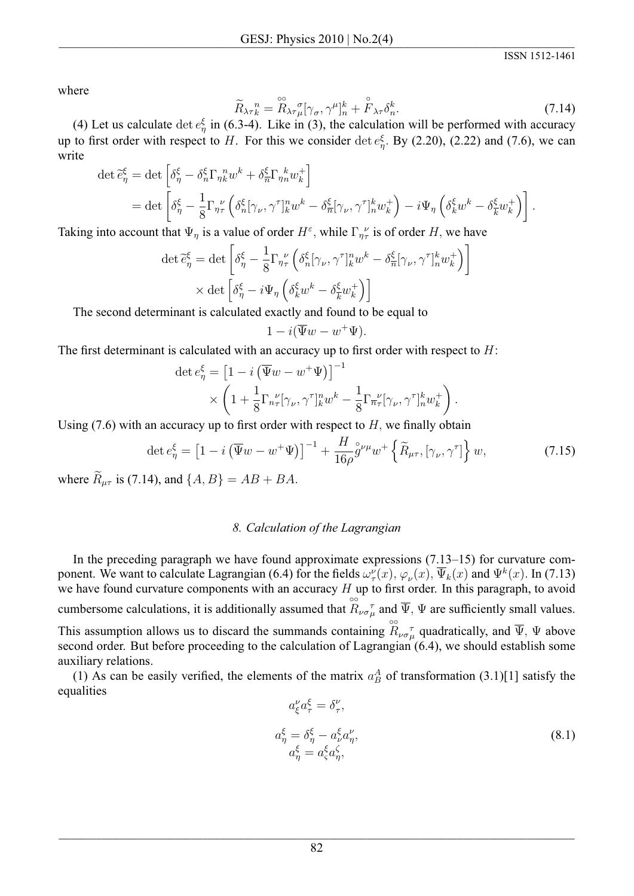where

$$\widetilde{R}_{\lambda\tau}{}^{n}_{k} = \overset{\circ\circ}{R}_{\lambda\tau}{}^{\sigma}_{\mu}[\gamma_\sigma, \gamma^\mu]^k_n + \overset{\circ}{F}_{\lambda\tau}\delta^k_n. \tag{7.14}$$

(4) Let us calculate $\det e^\xi_\eta$ in (6.3-4). Like in (3), the calculation will be performed with accuracy up to first order with respect to $H$. For this we consider $\det e^\xi_\eta$. By (2.20), (2.22) and (7.6), we can write

$$\begin{aligned}
\det \widetilde{e}^\xi_\eta &= \det\left[\delta^\xi_\eta - \delta^\xi_n \Gamma_{\eta k}^{\;n} w^k + \delta^\xi_{\overline{n}} \Gamma_{\eta n}^{\;k} w^+_k\right] \\
&= \det\left[\delta^\xi_\eta - \frac{1}{8}\Gamma_{\eta\tau}^{\;\nu}\left(\delta^\xi_n [\gamma_\nu, \gamma^\tau]^n_k w^k - \delta^\xi_{\overline{n}}[\gamma_\nu,\gamma^\tau]^k_n w^+_k\right) - i\Psi_\eta\left(\delta^\xi_k w^k - \delta^\xi_{\overline{k}} w^+_k\right)\right].
\end{aligned}$$

Taking into account that $\Psi_\eta$ is a value of order $H^\varepsilon$, while $\Gamma_{\eta\tau}^{\;\nu}$ is of order $H$, we have

$$\begin{aligned}
\det \widetilde{e}^\xi_\eta = \det&\left[\delta^\xi_\eta - \frac{1}{8}\Gamma_{\eta\tau}^{\;\nu}\left(\delta^\xi_n [\gamma_\nu, \gamma^\tau]^n_k w^k - \delta^\xi_{\overline{n}}[\gamma_\nu,\gamma^\tau]^k_n w^+_k\right)\right] \\
&\times \det\left[\delta^\xi_\eta - i\Psi_\eta\left(\delta^\xi_k w^k - \delta^\xi_{\overline{k}} w^+_k\right)\right]
\end{aligned}$$

The second determinant is calculated exactly and found to be equal to

$$1 - i(\overline{\Psi}w - w^+\Psi).$$

The first determinant is calculated with an accuracy up to first order with respect to $H$:

$$\begin{aligned}
\det e^\xi_\eta = &\left[1 - i\left(\overline{\Psi}w - w^+\Psi\right)\right]^{-1} \\
&\times\left(1 + \frac{1}{8}\Gamma_{n\tau}^{\;\nu}[\gamma_\nu,\gamma^\tau]^n_k w^k - \frac{1}{8}\Gamma_{\overline{n}\tau}^{\;\nu}[\gamma_\nu,\gamma^\tau]^k_n w^+_k\right).
\end{aligned}$$

Using (7.6) with an accuracy up to first order with respect to $H$, we finally obtain

$$\det e^\xi_\eta = \left[1 - i\left(\overline{\Psi}w - w^+\Psi\right)\right]^{-1} + \frac{H}{16\rho}\overset{\circ}{g}^{\nu\mu} w^+ \left\{\widetilde{R}_{\mu\tau}, [\gamma_\nu, \gamma^\tau]\right\} w, \tag{7.15}$$

where $\widetilde{R}_{\mu\tau}$ is (7.14), and $\{A, B\} = AB + BA$.

## *8. Calculation of the Lagrangian*

In the preceding paragraph we have found approximate expressions (7.13–15) for curvature component. We want to calculate Lagrangian (6.4) for the fields $\omega^\nu_\tau(x)$, $\varphi_\nu(x)$, $\overline{\Psi}_k(x)$ and $\Psi^k(x)$. In (7.13) we have found curvature components with an accuracy $H$ up to first order. In this paragraph, to avoid cumbersome calculations, it is additionally assumed that $\overset{\circ\circ}{R}_{\nu\sigma}{}^{\tau}_{\mu}$ and $\overline{\Psi}$, $\Psi$ are sufficiently small values. This assumption allows us to discard the summands containing $\overset{\circ\circ}{R}_{\nu\sigma}{}^{\tau}_{\mu}$ quadratically, and $\overline{\Psi}$, $\Psi$ above second order. But before proceeding to the calculation of Lagrangian (6.4), we should establish some auxiliary relations.

(1) As can be easily verified, the elements of the matrix $a^A_B$ of transformation (3.1)[1] satisfy the equalities

$$\begin{aligned}
a^\nu_\xi a^\xi_\tau &= \delta^\nu_\tau, \\
a^\xi_\eta &= \delta^\xi_\eta - a^\xi_\nu a^\nu_\eta, \\
a^\xi_\eta &= a^\xi_\zeta a^\zeta_\eta,
\end{aligned} \tag{8.1}$$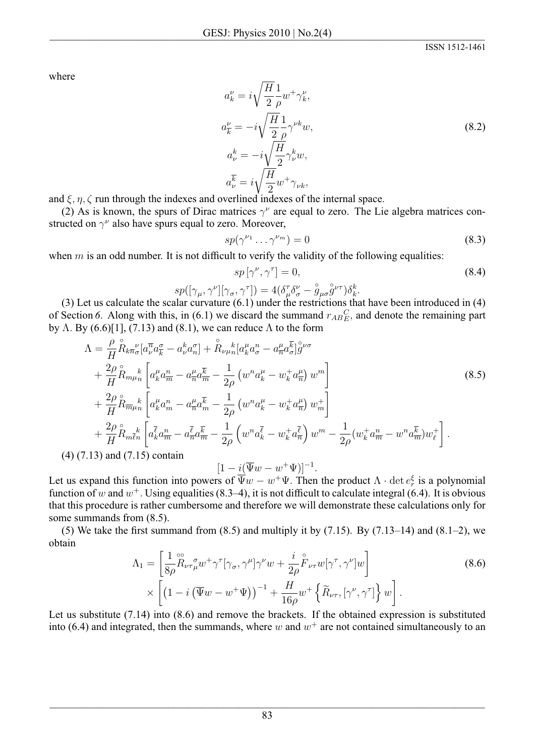where

$$
\begin{aligned}
a_k^\nu &= i\sqrt{\frac{H}{2}}\frac{1}{\rho}w^+\gamma_k^\nu,\\
a_{\overline{k}}^\nu &= -i\sqrt{\frac{H}{2}}\frac{1}{\rho}\gamma^{\nu k}w,\\
a_\nu^k &= -i\sqrt{\frac{H}{2}}\gamma_\nu^k w,\\
a_\nu^{\overline{k}} &= i\sqrt{\frac{H}{2}}w^+\gamma_{\nu k},
\end{aligned}
\tag{8.2}
$$

and $\xi, \eta, \zeta$ run through the indexes and overlined indexes of the internal space.

(2) As is known, the spurs of Dirac matrices $\gamma^\nu$ are equal to zero. The Lie algebra matrices constructed on $\gamma^\nu$ also have spurs equal to zero. Moreover,

$$
sp(\gamma^{\nu_1}\dots\gamma^{\nu_m}) = 0 \tag{8.3}
$$

when $m$ is an odd number. It is not difficult to verify the validity of the following equalities:

$$
\begin{aligned}
&sp\,[\gamma^\nu, \gamma^\tau] = 0,\\
&sp([\gamma_\mu, \gamma^\nu][\gamma_\sigma, \gamma^\tau]) = 4(\delta_\mu^\tau\delta_\sigma^\nu - \overset{\circ}{g}_{\mu\sigma}\overset{\circ}{g}{}^{\nu\tau})\delta_k^k.
\end{aligned}
\tag{8.4}
$$

(3) Let us calculate the scalar curvature (6.1) under the restrictions that have been introduced in (4) of Section *6*. Along with this, in (6.1) we discard the summand $r_{AB}{}_E^C$, and denote the remaining part by $\Lambda$. By (6.6)[1], (7.13) and (8.1), we can reduce $\Lambda$ to the form

$$
\begin{aligned}
\Lambda = {}& \frac{\rho}{H}\overset{\circ}{R}_{k\overline{n}\sigma}{}^\nu[a_\nu^{\overline{n}}a_k^\sigma - a_\nu^k a_n^\sigma] + \overset{\circ}{R}_{\nu\mu n}{}^k[a_k^\mu a_\sigma^n - a_{\overline{n}}^\mu a_\sigma^{\overline{k}}]\overset{\circ}{g}{}^{\nu\sigma}\\
&+ \frac{2\rho}{H}\overset{\circ}{R}_{m\mu n}{}^k\left[a_k^\mu a_{\overline{m}}^n - a_{\overline{n}}^\mu a_{\overline{m}}^{\overline{k}} - \frac{1}{2\rho}\left(w^n a_k^\mu - w_k^+ a_{\overline{n}}^\mu\right)w^m\right]\\
&+ \frac{2\rho}{H}\overset{\circ}{R}_{\overline{m}\mu n}{}^k\left[a_k^\mu a_m^n - a_{\overline{n}}^\mu a_m^{\overline{k}} - \frac{1}{2\rho}\left(w^n a_k^\mu - w_k^+ a_{\overline{n}}^\mu\right)w_m^+\right]\\
&+ \frac{2\rho}{H}\overset{\circ}{R}_{m\overline{\ell}n}{}^k\left[a_k^{\overline{\ell}}a_{\overline{m}}^n - a_{\overline{n}}^{\overline{\ell}}a_{\overline{m}}^{\overline{k}} - \frac{1}{2\rho}\left(w^n a_k^{\overline{\ell}} - w_k^+ a_{\overline{n}}^{\overline{\ell}}\right)w^m - \frac{1}{2\rho}(w_k^+ a_{\overline{m}}^n - w^n a_{\overline{m}}^{\overline{k}})w_\ell^+\right].
\end{aligned}
\tag{8.5}
$$

(4) (7.13) and (7.15) contain

$$
[1 - i(\overline{\Psi}w - w^+\Psi)]^{-1}.
$$

Let us expand this function into powers of $\overline{\Psi}w - w^+\Psi$. Then the product $\Lambda\cdot\det e_r^\xi$ is a polynomial function of $w$ and $w^+$. Using equalities (8.3–4), it is not difficult to calculate integral (6.4). It is obvious that this procedure is rather cumbersome and therefore we will demonstrate these calculations only for some summands from (8.5).

(5) We take the first summand from (8.5) and multiply it by (7.15). By (7.13–14) and (8.1–2), we obtain

$$
\begin{aligned}
\Lambda_1 = {}& \left[\frac{1}{8\rho}\overset{\circ\circ}{R}_{\nu\tau}{}_\mu^\sigma w^+\gamma^\tau[\gamma_\sigma, \gamma^\mu]\gamma^\nu w + \frac{i}{2\rho}\overset{\circ}{F}_{\nu\tau}w[\gamma^\tau, \gamma^\nu]w\right]\\
&\times\left[\left(1 - i\left(\overline{\Psi}w - w^+\Psi\right)\right)^{-1} + \frac{H}{16\rho}w^+\left\{\widetilde{R}_{\nu\tau}, [\gamma^\nu, \gamma^\tau]\right\}w\right].
\end{aligned}
\tag{8.6}
$$

Let us substitute (7.14) into (8.6) and remove the brackets. If the obtained expression is substituted into (6.4) and integrated, then the summands, where $w$ and $w^+$ are not contained simultaneously to an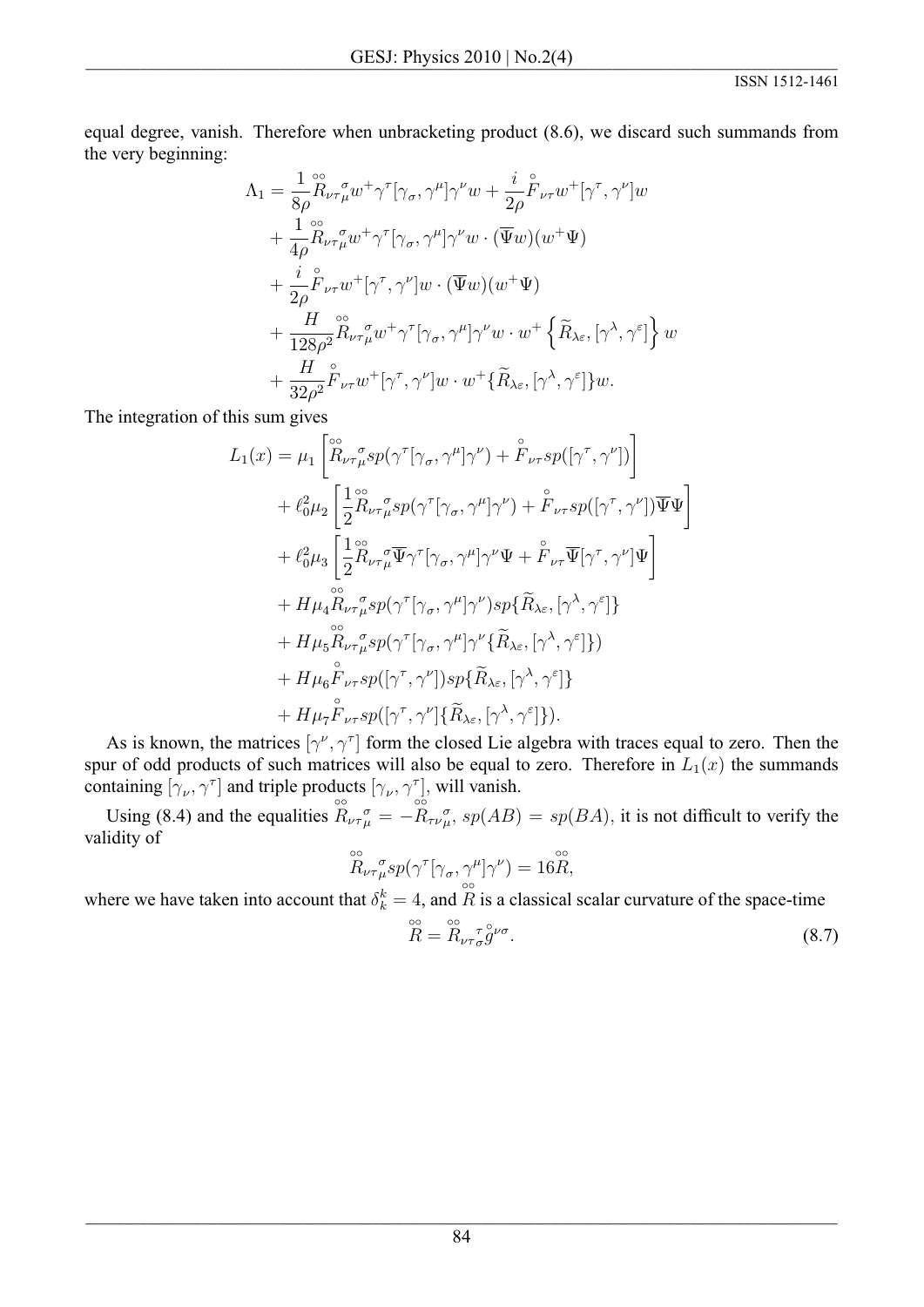equal degree, vanish. Therefore when unbracketing product (8.6), we discard such summands from the very beginning:

$$
\begin{aligned}
\Lambda_1 = & \frac{1}{8\rho}\overset{\circ\circ}{R}{}_{\nu\tau}{}^{\sigma}{}_{\mu} w^+\gamma^\tau[\gamma_\sigma,\gamma^\mu]\gamma^\nu w + \frac{i}{2\rho}\overset{\circ}{F}_{\nu\tau} w^+[\gamma^\tau,\gamma^\nu]w \\
& + \frac{1}{4\rho}\overset{\circ\circ}{R}{}_{\nu\tau}{}^{\sigma}{}_{\mu} w^+\gamma^\tau[\gamma_\sigma,\gamma^\mu]\gamma^\nu w\cdot(\overline{\Psi}w)(w^+\Psi) \\
& + \frac{i}{2\rho}\overset{\circ}{F}_{\nu\tau} w^+[\gamma^\tau,\gamma^\nu]w\cdot(\overline{\Psi}w)(w^+\Psi) \\
& + \frac{H}{128\rho^2}\overset{\circ\circ}{R}{}_{\nu\tau}{}^{\sigma}{}_{\mu} w^+\gamma^\tau[\gamma_\sigma,\gamma^\mu]\gamma^\nu w\cdot w^+\left\{\widetilde{R}_{\lambda\varepsilon},[\gamma^\lambda,\gamma^\varepsilon]\right\}w \\
& + \frac{H}{32\rho^2}\overset{\circ}{F}_{\nu\tau} w^+[\gamma^\tau,\gamma^\nu]w\cdot w^+\{\widetilde{R}_{\lambda\varepsilon},[\gamma^\lambda,\gamma^\varepsilon]\}w.
\end{aligned}
$$

The integration of this sum gives

$$
\begin{aligned}
L_1(x) = & \mu_1\left[\overset{\circ\circ}{R}{}_{\nu\tau}{}^{\sigma}{}_{\mu} sp(\gamma^\tau[\gamma_\sigma,\gamma^\mu]\gamma^\nu) + \overset{\circ}{F}_{\nu\tau} sp([\gamma^\tau,\gamma^\nu])\right] \\
& + \ell_0^2\mu_2\left[\frac{1}{2}\overset{\circ\circ}{R}{}_{\nu\tau}{}^{\sigma}{}_{\mu} sp(\gamma^\tau[\gamma_\sigma,\gamma^\mu]\gamma^\nu) + \overset{\circ}{F}_{\nu\tau} sp([\gamma^\tau,\gamma^\nu])\overline{\Psi}\Psi\right] \\
& + \ell_0^2\mu_3\left[\frac{1}{2}\overset{\circ\circ}{R}{}_{\nu\tau}{}^{\sigma}{}_{\mu}\overline{\Psi}\gamma^\tau[\gamma_\sigma,\gamma^\mu]\gamma^\nu\Psi + \overset{\circ}{F}_{\nu\tau}\overline{\Psi}[\gamma^\tau,\gamma^\nu]\Psi\right] \\
& + H\mu_4\overset{\circ\circ}{R}{}_{\nu\tau}{}^{\sigma}{}_{\mu} sp(\gamma^\tau[\gamma_\sigma,\gamma^\mu]\gamma^\nu) sp\{\widetilde{R}_{\lambda\varepsilon},[\gamma^\lambda,\gamma^\varepsilon]\} \\
& + H\mu_5\overset{\circ\circ}{R}{}_{\nu\tau}{}^{\sigma}{}_{\mu} sp(\gamma^\tau[\gamma_\sigma,\gamma^\mu]\gamma^\nu\{\widetilde{R}_{\lambda\varepsilon},[\gamma^\lambda,\gamma^\varepsilon]\}) \\
& + H\mu_6\overset{\circ}{F}_{\nu\tau} sp([\gamma^\tau,\gamma^\nu]) sp\{\widetilde{R}_{\lambda\varepsilon},[\gamma^\lambda,\gamma^\varepsilon]\} \\
& + H\mu_7\overset{\circ}{F}_{\nu\tau} sp([\gamma^\tau,\gamma^\nu]\{\widetilde{R}_{\lambda\varepsilon},[\gamma^\lambda,\gamma^\varepsilon]\}).
\end{aligned}
$$

As is known, the matrices $[\gamma^\nu,\gamma^\tau]$ form the closed Lie algebra with traces equal to zero. Then the spur of odd products of such matrices will also be equal to zero. Therefore in $L_1(x)$ the summands containing $[\gamma_\nu,\gamma^\tau]$ and triple products $[\gamma_\nu,\gamma^\tau]$, will vanish.

Using (8.4) and the equalities $\overset{\circ\circ}{R}{}_{\nu\tau}{}^{\sigma}{}_{\mu} = -\overset{\circ\circ}{R}{}_{\tau\nu}{}^{\sigma}{}_{\mu}$, $sp(AB) = sp(BA)$, it is not difficult to verify the validity of

$$
\overset{\circ\circ}{R}{}_{\nu\tau}{}^{\sigma}{}_{\mu} sp(\gamma^\tau[\gamma_\sigma,\gamma^\mu]\gamma^\nu) = 16\overset{\circ\circ}{R},
$$

where we have taken into account that $\delta_k^k = 4$, and $\overset{\circ\circ}{R}$ is a classical scalar curvature of the space-time

$$
\overset{\circ\circ}{R} = \overset{\circ\circ}{R}{}_{\nu\tau}{}^{\tau}{}_{\sigma}\overset{\circ}{g}{}^{\nu\sigma}. \tag{8.7}
$$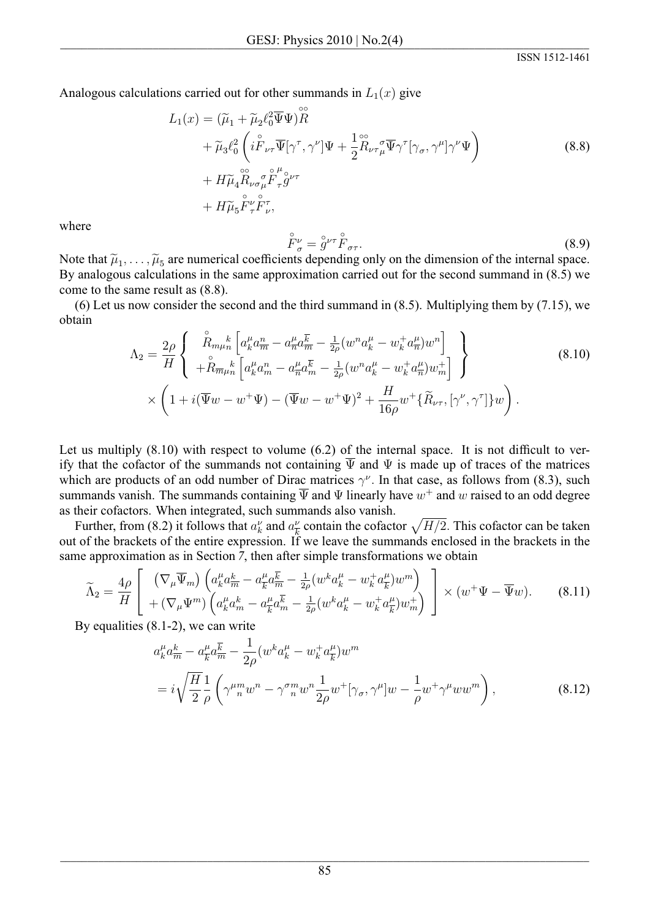Analogous calculations carried out for other summands in $L_1(x)$ give

$$
\begin{aligned}
L_1(x) = & (\widetilde{\mu}_1 + \widetilde{\mu}_2 \ell_0^2 \overline{\Psi}\Psi) \overset{\circ\circ}{R} \\
& + \widetilde{\mu}_3 \ell_0^2 \left( i \overset{\circ}{F}_{\nu\tau} \overline{\Psi}[\gamma^\tau, \gamma^\nu]\Psi + \frac{1}{2} \overset{\circ\circ}{R}_{\nu\tau}{}^{\sigma}{}_{\mu} \overline{\Psi}\gamma^\tau[\gamma_\sigma, \gamma^\mu]\gamma^\nu \Psi \right) \\
& + H\widetilde{\mu}_4 \overset{\circ\circ}{R}_{\nu\sigma}{}^{\sigma}{}_{\mu} \overset{\circ}{F}{}^{\mu}{}_{\tau} \overset{\circ}{g}{}^{\nu\tau} \\
& + H\widetilde{\mu}_5 \overset{\circ}{F}{}^{\nu}{}_{\tau} \overset{\circ}{F}{}^{\tau}{}_{\nu},
\end{aligned}
\tag{8.8}
$$

where

$$
\overset{\circ}{F}{}^{\nu}{}_{\sigma} = \overset{\circ}{g}{}^{\nu\tau} \overset{\circ}{F}_{\sigma\tau}. \tag{8.9}
$$

Note that $\widetilde{\mu}_1, \ldots, \widetilde{\mu}_5$ are numerical coefficients depending only on the dimension of the internal space. By analogous calculations in the same approximation carried out for the second summand in (8.5) we come to the same result as (8.8).

(6) Let us now consider the second and the third summand in (8.5). Multiplying them by (7.15), we obtain

$$
\begin{aligned}
\Lambda_2 = \frac{2\rho}{H} & \left\{ \begin{array}{l} \overset{\circ}{R}_{m\mu n}{}^{k} \left[ a_k^\mu a_{\overline{m}}^n - a_{\overline{n}}^\mu a_{\overline{m}}^{\overline{k}} - \frac{1}{2\rho}(w^n a_k^\mu - w_k^+ a_{\overline{n}}^\mu) w^n \right] \\ + \overset{\circ}{R}_{\overline{m}\mu n}{}^{k} \left[ a_k^\mu a_m^n - a_{\overline{n}}^\mu a_m^{\overline{k}} - \frac{1}{2\rho}(w^n a_k^\mu - w_k^+ a_{\overline{n}}^\mu) w_m^+ \right] \end{array} \right\} \\
& \times \left( 1 + i(\overline{\Psi} w - w^+ \Psi) - (\overline{\Psi} w - w^+ \Psi)^2 + \frac{H}{16\rho} w^+ \{ \widetilde{R}_{\nu\tau}, [\gamma^\nu, \gamma^\tau] \} w \right).
\end{aligned}
\tag{8.10}
$$

Let us multiply (8.10) with respect to volume (6.2) of the internal space. It is not difficult to verify that the cofactor of the summands not containing $\overline{\Psi}$ and $\Psi$ is made up of traces of the matrices which are products of an odd number of Dirac matrices $\gamma^\nu$. In that case, as follows from (8.3), such summands vanish. The summands containing $\overline{\Psi}$ and $\Psi$ linearly have $w^+$ and $w$ raised to an odd degree as their cofactors. When integrated, such summands also vanish.

Further, from (8.2) it follows that $a_k^\nu$ and $a_{\overline{k}}^\nu$ contain the cofactor $\sqrt{H/2}$. This cofactor can be taken out of the brackets of the entire expression. If we leave the summands enclosed in the brackets in the same approximation as in Section 7, then after simple transformations we obtain

$$
\widetilde{\Lambda}_2 = \frac{4\rho}{H} \left[ \begin{array}{l} \left( \nabla_\mu \overline{\Psi}_m \right) \left( a_k^\mu a_{\overline{m}}^k - a_{\overline{k}}^\mu a_{\overline{m}}^{\overline{k}} - \frac{1}{2\rho}(w^k a_k^\mu - w_k^+ a_{\overline{k}}^\mu) w^m \right) \\ + \left( \nabla_\mu \Psi^m \right) \left( a_k^\mu a_m^k - a_{\overline{k}}^\mu a_m^{\overline{k}} - \frac{1}{2\rho}(w^k a_k^\mu - w_k^+ a_{\overline{k}}^\mu) w_m^+ \right) \end{array} \right] \times (w^+ \Psi - \overline{\Psi} w). \tag{8.11}
$$

By equalities (8.1-2), we can write

$$
\begin{aligned}
& a_k^\mu a_{\overline{m}}^k - a_{\overline{k}}^\mu a_{\overline{m}}^{\overline{k}} - \frac{1}{2\rho}(w^k a_k^\mu - w_k^+ a_{\overline{k}}^\mu) w^m \\
& = i \sqrt{\frac{H}{2}} \frac{1}{\rho} \left( \gamma^{\mu m}{}_{n} w^n - \gamma^{\sigma m}{}_{n} w^n \frac{1}{2\rho} w^+ [\gamma_\sigma, \gamma^\mu] w - \frac{1}{\rho} w^+ \gamma^\mu w w^m \right),
\end{aligned}
\tag{8.12}
$$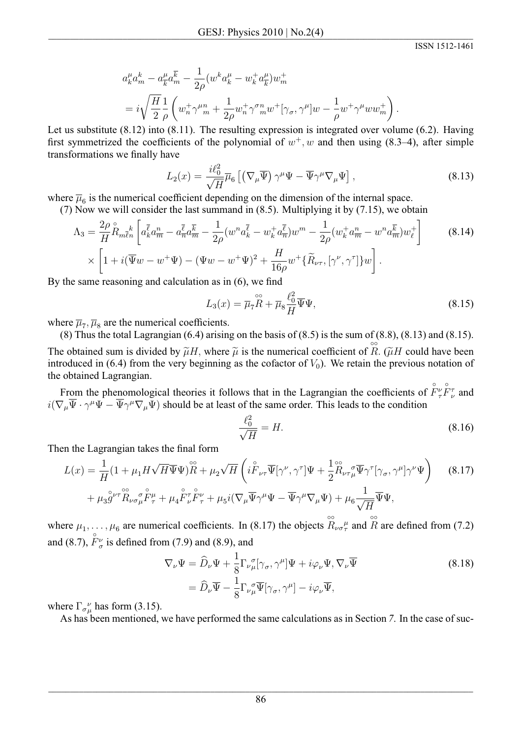$$a_k^\mu a_m^k - a_{\overline{k}}^\mu a_m^{\overline{k}} - \frac{1}{2\rho}(w^k a_k^\mu - w_k^+ a_{\overline{k}}^\mu) w_m^+$$

$$= i\sqrt{\frac{H}{2}}\frac{1}{\rho}\left(w_n^+ \gamma^{\mu n}{}_m + \frac{1}{2\rho} w_n^+ \gamma^{\sigma n}{}_m w^+ [\gamma_\sigma, \gamma^\mu] w - \frac{1}{\rho} w^+ \gamma^\mu w w_m^+\right).$$

Let us substitute (8.12) into (8.11). The resulting expression is integrated over volume (6.2). Having first symmetrized the coefficients of the polynomial of $w^+, w$ and then using (8.3–4), after simple transformations we finally have

$$L_2(x) = \frac{i\ell_0^2}{\sqrt{H}}\overline{\mu}_6\left[\left(\nabla_\mu \overline{\Psi}\right)\gamma^\mu \Psi - \overline{\Psi}\gamma^\mu \nabla_\mu \Psi\right], \tag{8.13}$$

where $\overline{\mu}_6$ is the numerical coefficient depending on the dimension of the internal space.

(7) Now we will consider the last summand in (8.5). Multiplying it by (7.15), we obtain

$$\Lambda_3 = \frac{2\rho}{H}\overset{\circ}{R}_{m\overline{\ell}n}{}^k\left[a_k^{\overline{\ell}} a_{\overline{m}}^n - a_{\overline{n}}^{\overline{\ell}} a_{\overline{m}}^{\overline{k}} - \frac{1}{2\rho}(w^n a_k^{\overline{\ell}} - w_k^+ a_{\overline{n}}^{\overline{\ell}}) w^m - \frac{1}{2\rho}(w_k^+ a_{\overline{m}}^n - w^n a_{\overline{m}}^{\overline{k}}) w_\ell^+\right] \tag{8.14}$$

$$\times\left[1 + i(\overline{\Psi} w - w^+ \Psi) - (\Psi w - w^+ \Psi)^2 + \frac{H}{16\rho} w^+\{\widetilde{R}_{\nu\tau}, [\gamma^\nu, \gamma^\tau]\} w\right].$$

By the same reasoning and calculation as in (6), we find

$$L_3(x) = \overline{\mu}_7 \overset{\circ\circ}{R} + \overline{\mu}_8 \frac{\ell_0^2}{H}\overline{\Psi}\Psi, \tag{8.15}$$

where $\overline{\mu}_7, \overline{\mu}_8$ are the numerical coefficients.

(8) Thus the total Lagrangian (6.4) arising on the basis of (8.5) is the sum of (8.8), (8.13) and (8.15). The obtained sum is divided by $\widetilde{\mu}H$, where $\widetilde{\mu}$ is the numerical coefficient of $\overset{\circ\circ}{R}$. ($\widetilde{\mu}H$ could have been introduced in (6.4) from the very beginning as the cofactor of $V_0$). We retain the previous notation of the obtained Lagrangian.

From the phenomological theories it follows that in the Lagrangian the coefficients of $\overset{\circ}{F}{}^\nu_\tau \overset{\circ}{F}{}^\tau_\nu$ and $i(\nabla_\mu \overline{\Psi}\cdot\gamma^\mu\Psi - \overline{\Psi}\gamma^\mu\nabla_\mu\Psi)$ should be at least of the same order. This leads to the condition

$$\frac{\ell_0^2}{\sqrt{H}} = H. \tag{8.16}$$

Then the Lagrangian takes the final form

$$L(x) = \frac{1}{H}(1 + \mu_1 H\sqrt{H}\overline{\Psi}\Psi)\overset{\circ\circ}{R} + \mu_2\sqrt{H}\left(i\overset{\circ}{F}_{\nu\tau}\overline{\Psi}[\gamma^\nu, \gamma^\tau]\Psi + \frac{1}{2}\overset{\circ\circ}{R}_{\nu\tau\mu}{}^\sigma\overline{\Psi}\gamma^\tau[\gamma_\sigma, \gamma^\mu]\gamma^\nu\Psi\right) \tag{8.17}$$

$$+ \mu_3 \overset{\circ}{g}{}^{\nu\tau}\overset{\circ\circ}{R}_{\nu\sigma\mu}{}^\sigma \overset{\circ}{F}{}^\mu_\tau + \mu_4 \overset{\circ}{F}{}^\tau_\nu \overset{\circ}{F}{}^\nu_\tau + \mu_5 i(\nabla_\mu\overline{\Psi}\gamma^\mu\Psi - \overline{\Psi}\gamma^\mu\nabla_\mu\Psi) + \mu_6\frac{1}{\sqrt{H}}\overline{\Psi}\Psi,$$

where $\mu_1, \ldots, \mu_6$ are numerical coefficients. In (8.17) the objects $\overset{\circ\circ}{R}_{\nu\sigma\tau}{}^\mu$ and $\overset{\circ\circ}{R}$ are defined from (7.2) and (8.7), $\overset{\circ}{F}{}^\nu_\sigma$ is defined from (7.9) and (8.9), and

$$\nabla_\nu \Psi = \widehat{D}_\nu\Psi + \frac{1}{8}\Gamma_{\nu\mu}{}^\sigma[\gamma_\sigma, \gamma^\mu]\Psi + i\varphi_\nu\Psi, \nabla_\nu\overline{\Psi} \tag{8.18}$$

$$= \widehat{D}_\nu\overline{\Psi} - \frac{1}{8}\Gamma_{\nu\mu}{}^\sigma\overline{\Psi}[\gamma_\sigma, \gamma^\mu] - i\varphi_\nu\overline{\Psi},$$

where $\Gamma_{\sigma\mu}{}^\nu$ has form (3.15).

As has been mentioned, we have performed the same calculations as in Section 7. In the case of suc-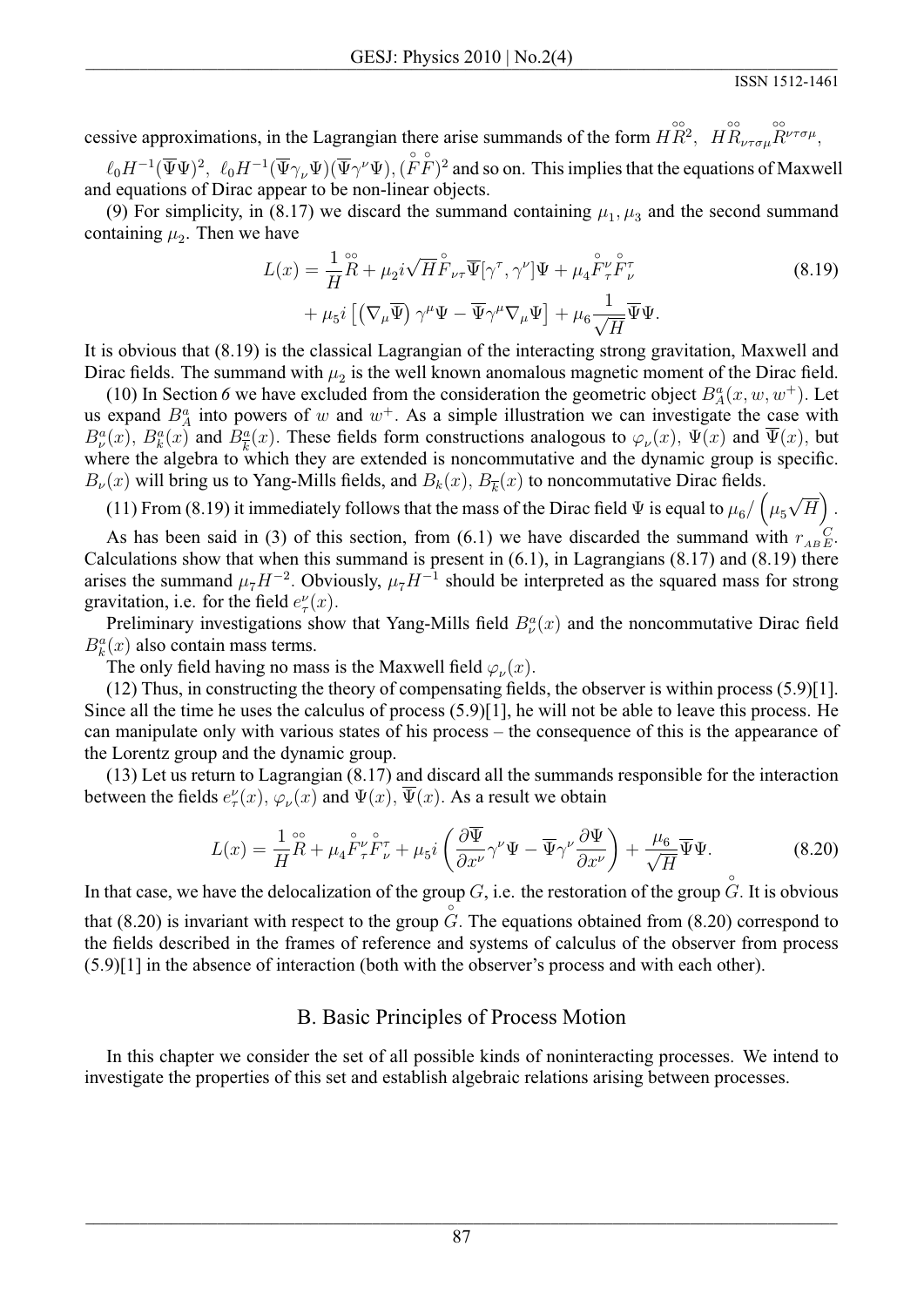cessive approximations, in the Lagrangian there arise summands of the form $H\overset{\circ\circ}{R}^2$, $H\overset{\circ\circ}{R}_{\nu\tau\sigma\mu}\overset{\circ\circ}{R}^{\nu\tau\sigma\mu}$,

$\ell_0 H^{-1}(\overline{\Psi}\Psi)^2$, $\ell_0 H^{-1}(\overline{\Psi}\gamma_\nu\Psi)(\overline{\Psi}\gamma^\nu\Psi)$, $(\overset{\circ}{F}\overset{\circ}{F})^2$ and so on. This implies that the equations of Maxwell and equations of Dirac appear to be non-linear objects.

(9) For simplicity, in (8.17) we discard the summand containing $\mu_1, \mu_3$ and the second summand containing $\mu_2$. Then we have

$$L(x) = \frac{1}{H}\overset{\circ\circ}{R} + \mu_2 i\sqrt{H}\overset{\circ}{F}_{\nu\tau}\overline{\Psi}[\gamma^\tau, \gamma^\nu]\Psi + \mu_4 \overset{\circ}{F}{}^\nu_\tau \overset{\circ}{F}{}^\tau_\nu + \mu_5 i\left[\left(\nabla_\mu\overline{\Psi}\right)\gamma^\mu\Psi - \overline{\Psi}\gamma^\mu\nabla_\mu\Psi\right] + \mu_6\frac{1}{\sqrt{H}}\overline{\Psi}\Psi. \tag{8.19}$$

It is obvious that (8.19) is the classical Lagrangian of the interacting strong gravitation, Maxwell and Dirac fields. The summand with $\mu_2$ is the well known anomalous magnetic moment of the Dirac field.

(10) In Section *6* we have excluded from the consideration the geometric object $B^a_A(x, w, w^+)$. Let us expand $B^a_A$ into powers of $w$ and $w^+$. As a simple illustration we can investigate the case with $B^a_\nu(x)$, $B^a_k(x)$ and $B^a_{\overline{k}}(x)$. These fields form constructions analogous to $\varphi_\nu(x)$, $\Psi(x)$ and $\overline{\Psi}(x)$, but where the algebra to which they are extended is noncommutative and the dynamic group is specific. $B_\nu(x)$ will bring us to Yang-Mills fields, and $B_k(x)$, $B_{\overline{k}}(x)$ to noncommutative Dirac fields.

(11) From (8.19) it immediately follows that the mass of the Dirac field $\Psi$ is equal to $\mu_6/\left(\mu_5\sqrt{H}\right)$.

As has been said in (3) of this section, from (6.1) we have discarded the summand with $r_{AB}{}^C_E$. Calculations show that when this summand is present in (6.1), in Lagrangians (8.17) and (8.19) there arises the summand $\mu_7 H^{-2}$. Obviously, $\mu_7 H^{-1}$ should be interpreted as the squared mass for strong gravitation, i.e. for the field $e^\nu_\tau(x)$.

Preliminary investigations show that Yang-Mills field $B^a_\nu(x)$ and the noncommutative Dirac field $B^a_k(x)$ also contain mass terms.

The only field having no mass is the Maxwell field $\varphi_\nu(x)$.

(12) Thus, in constructing the theory of compensating fields, the observer is within process (5.9)[1]. Since all the time he uses the calculus of process (5.9)[1], he will not be able to leave this process. He can manipulate only with various states of his process – the consequence of this is the appearance of the Lorentz group and the dynamic group.

(13) Let us return to Lagrangian (8.17) and discard all the summands responsible for the interaction between the fields $e^\nu_\tau(x)$, $\varphi_\nu(x)$ and $\Psi(x)$, $\overline{\Psi}(x)$. As a result we obtain

$$L(x) = \frac{1}{H}\overset{\circ\circ}{R} + \mu_4\overset{\circ}{F}{}^\nu_\tau\overset{\circ}{F}{}^\tau_\nu + \mu_5 i\left(\frac{\partial\overline{\Psi}}{\partial x^\nu}\gamma^\nu\Psi - \overline{\Psi}\gamma^\nu\frac{\partial\Psi}{\partial x^\nu}\right) + \frac{\mu_6}{\sqrt{H}}\overline{\Psi}\Psi. \tag{8.20}$$

In that case, we have the delocalization of the group $G$, i.e. the restoration of the group $\overset{\circ}{G}$. It is obvious that (8.20) is invariant with respect to the group $\overset{\circ}{G}$. The equations obtained from (8.20) correspond to the fields described in the frames of reference and systems of calculus of the observer from process (5.9)[1] in the absence of interaction (both with the observer's process and with each other).

## B. Basic Principles of Process Motion

In this chapter we consider the set of all possible kinds of noninteracting processes. We intend to investigate the properties of this set and establish algebraic relations arising between processes.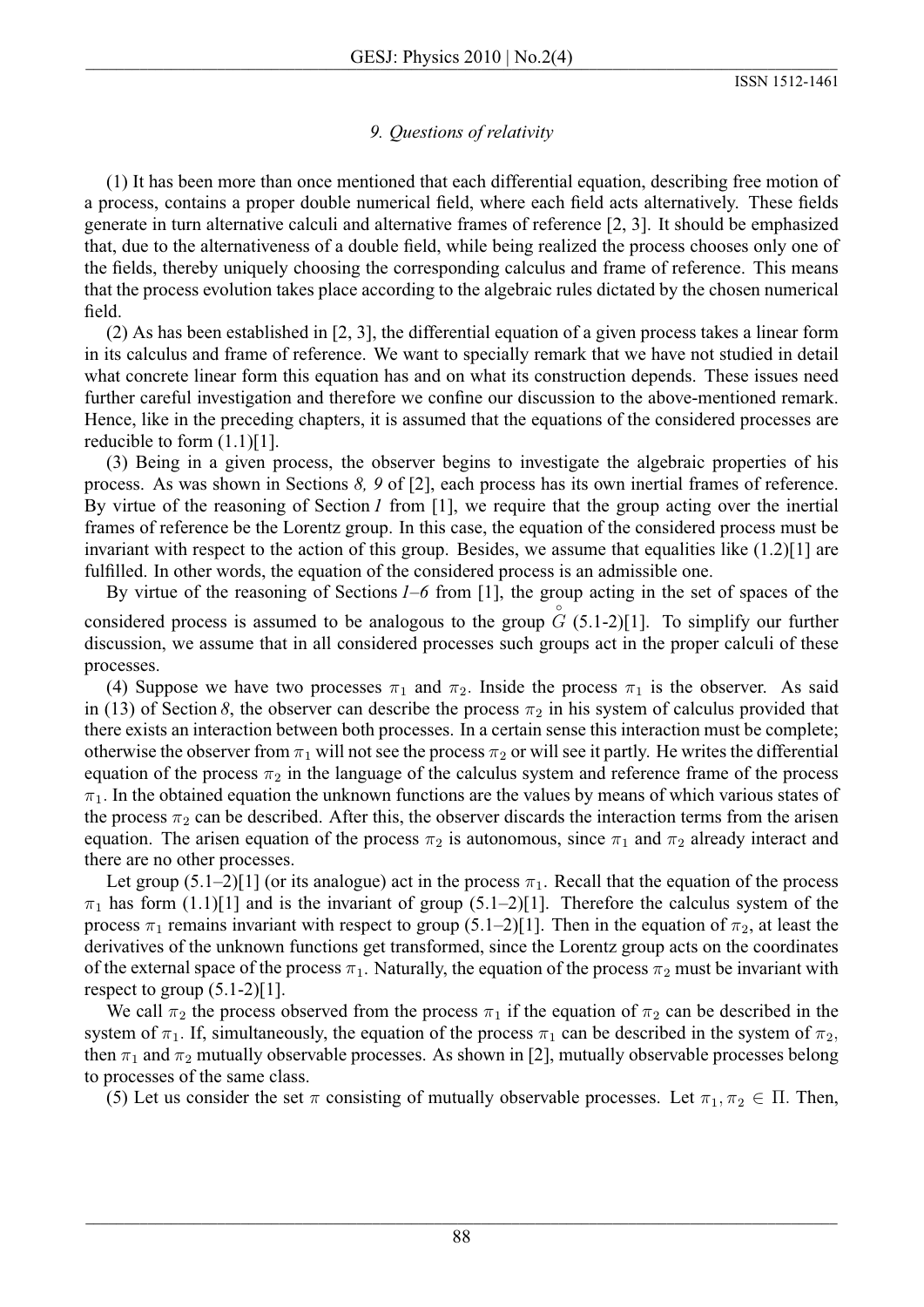*9. Questions of relativity*

(1) It has been more than once mentioned that each differential equation, describing free motion of a process, contains a proper double numerical field, where each field acts alternatively. These fields generate in turn alternative calculi and alternative frames of reference [2, 3]. It should be emphasized that, due to the alternativeness of a double field, while being realized the process chooses only one of the fields, thereby uniquely choosing the corresponding calculus and frame of reference. This means that the process evolution takes place according to the algebraic rules dictated by the chosen numerical field.

(2) As has been established in [2, 3], the differential equation of a given process takes a linear form in its calculus and frame of reference. We want to specially remark that we have not studied in detail what concrete linear form this equation has and on what its construction depends. These issues need further careful investigation and therefore we confine our discussion to the above-mentioned remark. Hence, like in the preceding chapters, it is assumed that the equations of the considered processes are reducible to form (1.1)[1].

(3) Being in a given process, the observer begins to investigate the algebraic properties of his process. As was shown in Sections *8, 9* of [2], each process has its own inertial frames of reference. By virtue of the reasoning of Section *1* from [1], we require that the group acting over the inertial frames of reference be the Lorentz group. In this case, the equation of the considered process must be invariant with respect to the action of this group. Besides, we assume that equalities like (1.2)[1] are fulfilled. In other words, the equation of the considered process is an admissible one.

By virtue of the reasoning of Sections *1–6* from [1], the group acting in the set of spaces of the considered process is assumed to be analogous to the group $\overset{\circ}{G}$ (5.1-2)[1]. To simplify our further discussion, we assume that in all considered processes such groups act in the proper calculi of these processes.

(4) Suppose we have two processes $\pi_1$ and $\pi_2$. Inside the process $\pi_1$ is the observer. As said in (13) of Section *8*, the observer can describe the process $\pi_2$ in his system of calculus provided that there exists an interaction between both processes. In a certain sense this interaction must be complete; otherwise the observer from $\pi_1$ will not see the process $\pi_2$ or will see it partly. He writes the differential equation of the process $\pi_2$ in the language of the calculus system and reference frame of the process $\pi_1$. In the obtained equation the unknown functions are the values by means of which various states of the process $\pi_2$ can be described. After this, the observer discards the interaction terms from the arisen equation. The arisen equation of the process $\pi_2$ is autonomous, since $\pi_1$ and $\pi_2$ already interact and there are no other processes.

Let group (5.1–2)[1] (or its analogue) act in the process $\pi_1$. Recall that the equation of the process $\pi_1$ has form (1.1)[1] and is the invariant of group (5.1–2)[1]. Therefore the calculus system of the process $\pi_1$ remains invariant with respect to group (5.1–2)[1]. Then in the equation of $\pi_2$, at least the derivatives of the unknown functions get transformed, since the Lorentz group acts on the coordinates of the external space of the process $\pi_1$. Naturally, the equation of the process $\pi_2$ must be invariant with respect to group (5.1-2)[1].

We call $\pi_2$ the process observed from the process $\pi_1$ if the equation of $\pi_2$ can be described in the system of $\pi_1$. If, simultaneously, the equation of the process $\pi_1$ can be described in the system of $\pi_2$, then $\pi_1$ and $\pi_2$ mutually observable processes. As shown in [2], mutually observable processes belong to processes of the same class.

(5) Let us consider the set $\pi$ consisting of mutually observable processes. Let $\pi_1, \pi_2 \in \Pi$. Then,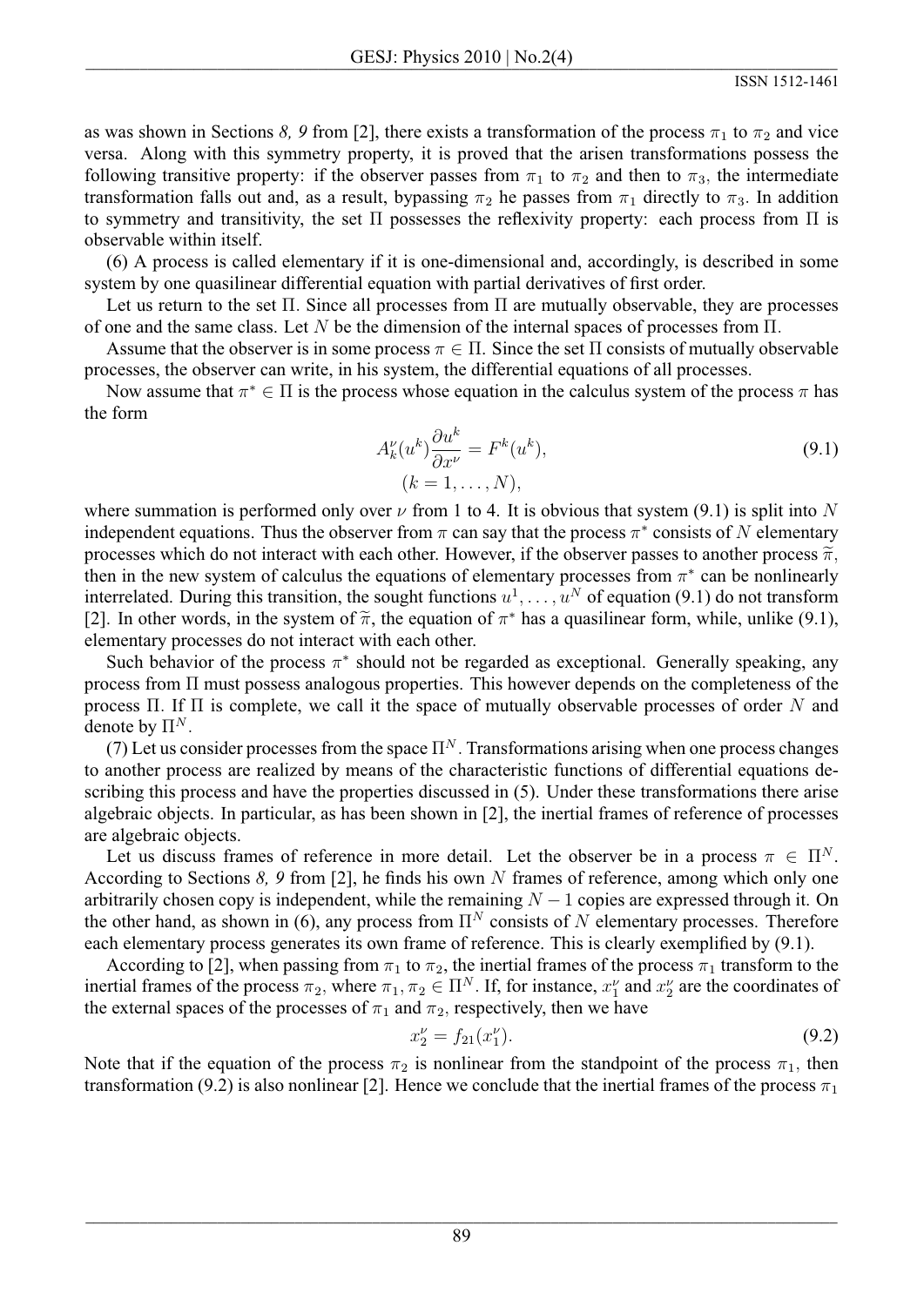as was shown in Sections *8, 9* from [2], there exists a transformation of the process $\pi_1$ to $\pi_2$ and vice versa. Along with this symmetry property, it is proved that the arisen transformations possess the following transitive property: if the observer passes from $\pi_1$ to $\pi_2$ and then to $\pi_3$, the intermediate transformation falls out and, as a result, bypassing $\pi_2$ he passes from $\pi_1$ directly to $\pi_3$. In addition to symmetry and transitivity, the set $\Pi$ possesses the reflexivity property: each process from $\Pi$ is observable within itself.

(6) A process is called elementary if it is one-dimensional and, accordingly, is described in some system by one quasilinear differential equation with partial derivatives of first order.

Let us return to the set $\Pi$. Since all processes from $\Pi$ are mutually observable, they are processes of one and the same class. Let $N$ be the dimension of the internal spaces of processes from $\Pi$.

Assume that the observer is in some process $\pi \in \Pi$. Since the set $\Pi$ consists of mutually observable processes, the observer can write, in his system, the differential equations of all processes.

Now assume that $\pi^* \in \Pi$ is the process whose equation in the calculus system of the process $\pi$ has the form

$$A_k^\nu(u^k)\frac{\partial u^k}{\partial x^\nu} = F^k(u^k), \qquad (k = 1, \ldots, N), \tag{9.1}$$

where summation is performed only over $\nu$ from 1 to 4. It is obvious that system (9.1) is split into $N$ independent equations. Thus the observer from $\pi$ can say that the process $\pi^*$ consists of $N$ elementary processes which do not interact with each other. However, if the observer passes to another process $\widetilde{\pi}$, then in the new system of calculus the equations of elementary processes from $\pi^*$ can be nonlinearly interrelated. During this transition, the sought functions $u^1, \ldots, u^N$ of equation (9.1) do not transform [2]. In other words, in the system of $\widetilde{\pi}$, the equation of $\pi^*$ has a quasilinear form, while, unlike (9.1), elementary processes do not interact with each other.

Such behavior of the process $\pi^*$ should not be regarded as exceptional. Generally speaking, any process from $\Pi$ must possess analogous properties. This however depends on the completeness of the process $\Pi$. If $\Pi$ is complete, we call it the space of mutually observable processes of order $N$ and denote by $\Pi^N$.

(7) Let us consider processes from the space $\Pi^N$. Transformations arising when one process changes to another process are realized by means of the characteristic functions of differential equations describing this process and have the properties discussed in (5). Under these transformations there arise algebraic objects. In particular, as has been shown in [2], the inertial frames of reference of processes are algebraic objects.

Let us discuss frames of reference in more detail. Let the observer be in a process $\pi \in \Pi^N$. According to Sections *8, 9* from [2], he finds his own $N$ frames of reference, among which only one arbitrarily chosen copy is independent, while the remaining $N-1$ copies are expressed through it. On the other hand, as shown in (6), any process from $\Pi^N$ consists of $N$ elementary processes. Therefore each elementary process generates its own frame of reference. This is clearly exemplified by (9.1).

According to [2], when passing from $\pi_1$ to $\pi_2$, the inertial frames of the process $\pi_1$ transform to the inertial frames of the process $\pi_2$, where $\pi_1, \pi_2 \in \Pi^N$. If, for instance, $x_1^\nu$ and $x_2^\nu$ are the coordinates of the external spaces of the processes of $\pi_1$ and $\pi_2$, respectively, then we have

$$x_2^\nu = f_{21}(x_1^\nu). \tag{9.2}$$

Note that if the equation of the process $\pi_2$ is nonlinear from the standpoint of the process $\pi_1$, then transformation (9.2) is also nonlinear [2]. Hence we conclude that the inertial frames of the process $\pi_1$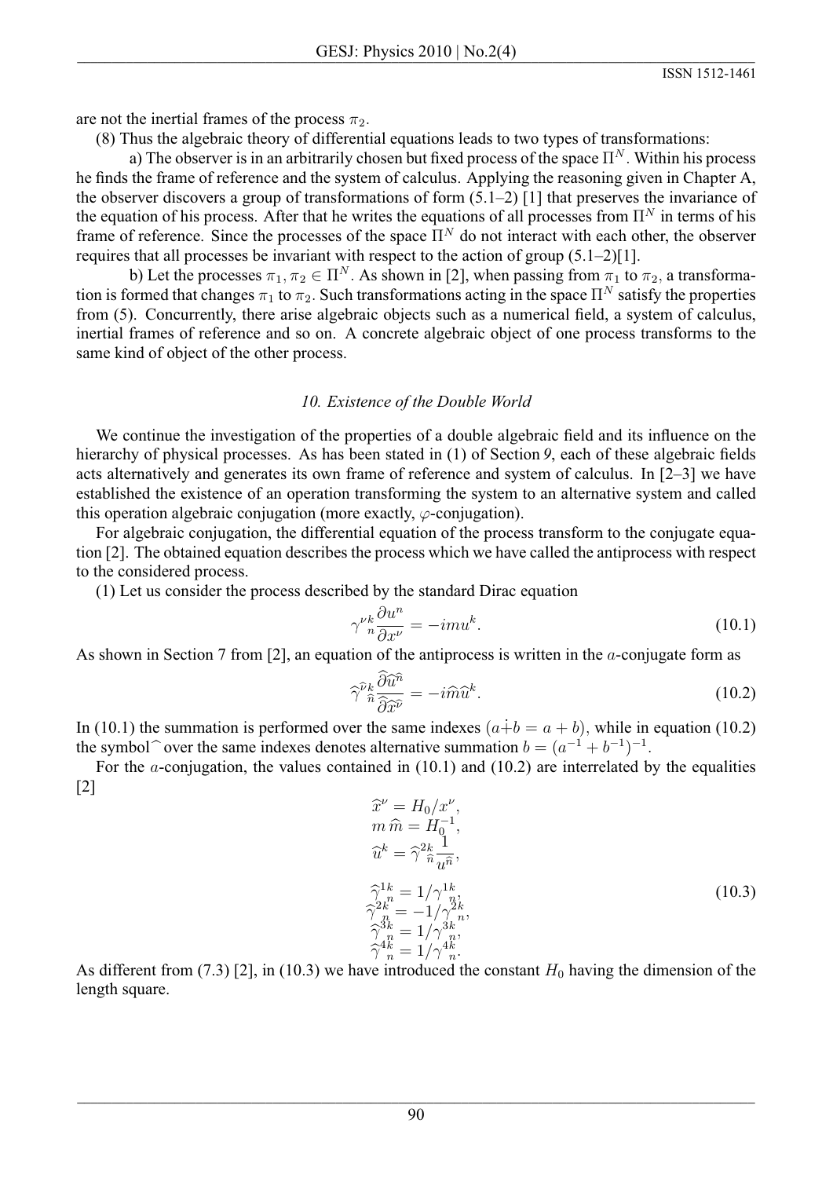are not the inertial frames of the process $\pi_2$.

(8) Thus the algebraic theory of differential equations leads to two types of transformations:

a) The observer is in an arbitrarily chosen but fixed process of the space $\Pi^N$. Within his process he finds the frame of reference and the system of calculus. Applying the reasoning given in Chapter A, the observer discovers a group of transformations of form (5.1–2) [1] that preserves the invariance of the equation of his process. After that he writes the equations of all processes from $\Pi^N$ in terms of his frame of reference. Since the processes of the space $\Pi^N$ do not interact with each other, the observer requires that all processes be invariant with respect to the action of group (5.1–2)[1].

b) Let the processes $\pi_1, \pi_2 \in \Pi^N$. As shown in [2], when passing from $\pi_1$ to $\pi_2$, a transformation is formed that changes $\pi_1$ to $\pi_2$. Such transformations acting in the space $\Pi^N$ satisfy the properties from (5). Concurrently, there arise algebraic objects such as a numerical field, a system of calculus, inertial frames of reference and so on. A concrete algebraic object of one process transforms to the same kind of object of the other process.

## *10. Existence of the Double World*

We continue the investigation of the properties of a double algebraic field and its influence on the hierarchy of physical processes. As has been stated in (1) of Section *9*, each of these algebraic fields acts alternatively and generates its own frame of reference and system of calculus. In [2–3] we have established the existence of an operation transforming the system to an alternative system and called this operation algebraic conjugation (more exactly, $\varphi$-conjugation).

For algebraic conjugation, the differential equation of the process transform to the conjugate equation [2]. The obtained equation describes the process which we have called the antiprocess with respect to the considered process.

(1) Let us consider the process described by the standard Dirac equation

$$\gamma^{\nu k}{}_{n}\frac{\partial u^n}{\partial x^\nu} = -imu^k. \tag{10.1}$$

As shown in Section 7 from [2], an equation of the antiprocess is written in the $a$-conjugate form as

$$\widehat{\gamma}^{\widehat{\nu} k}{}_{\widehat{n}}\frac{\widehat{\partial}\widehat{u}^{\widehat{n}}}{\widehat{\partial}\widehat{x}^{\widehat{\nu}}} = -i\widehat{m}\widehat{u}^k. \tag{10.2}$$

In (10.1) the summation is performed over the same indexes $(a\dot{+}b = a+b)$, while in equation (10.2) the symbol $\widehat{}$ over the same indexes denotes alternative summation $b = (a^{-1}+b^{-1})^{-1}$.

For the $a$-conjugation, the values contained in (10.1) and (10.2) are interrelated by the equalities [2]

$$\begin{aligned}
&\widehat{x}^\nu = H_0/x^\nu,\\
&m\,\widehat{m} = H_0^{-1},\\
&\widehat{u}^k = \widehat{\gamma}^{2k}{}_{\widehat{n}}\frac{1}{u^{\widehat{n}}},\\
&\widehat{\gamma}^{1k}{}_{n} = 1/\gamma^{1k}{}_{n},\\
&\widehat{\gamma}^{2k}{}_{n} = -1/\gamma^{2k}{}_{n},\\
&\widehat{\gamma}^{3k}{}_{n} = 1/\gamma^{3k}{}_{n},\\
&\widehat{\gamma}^{4k}{}_{n} = 1/\gamma^{4k}{}_{n}.
\end{aligned} \tag{10.3}$$

As different from (7.3) [2], in (10.3) we have introduced the constant $H_0$ having the dimension of the length square.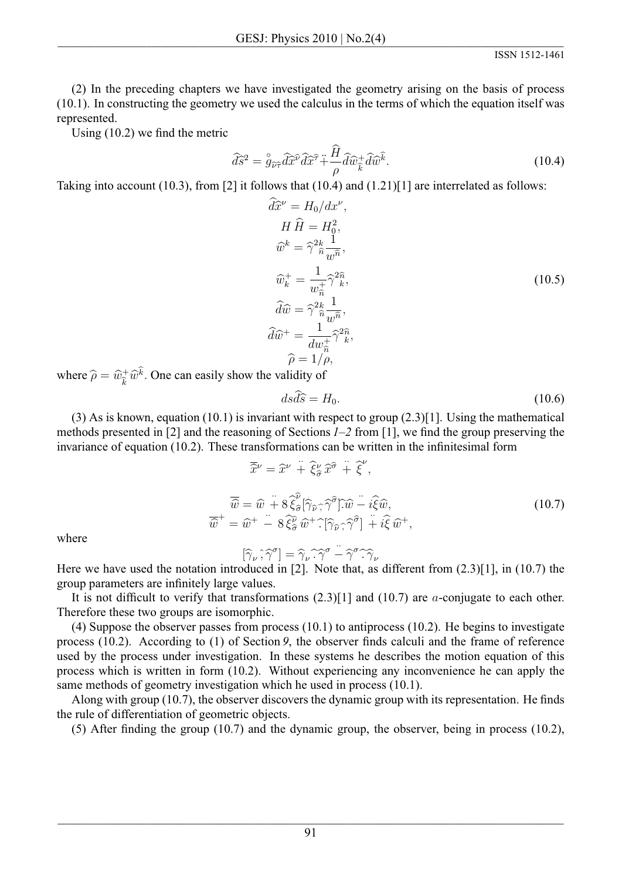(2) In the preceding chapters we have investigated the geometry arising on the basis of process (10.1). In constructing the geometry we used the calculus in the terms of which the equation itself was represented.

Using (10.2) we find the metric

$$\widehat{ds}^2 = \mathring{g}_{\widehat{\nu}\widehat{\tau}} \widehat{dx}^{\widehat{\nu}} \widehat{dx}^{\widehat{\tau}} \ddot{+} \frac{\widehat{H}}{\rho} \widehat{dw}^{+}_{\widehat{k}} \widehat{dw}^{\widehat{k}}. \tag{10.4}$$

Taking into account (10.3), from [2] it follows that (10.4) and (1.21)[1] are interrelated as follows:

$$\begin{gathered}
\widehat{dx}^{\nu} = H_0/dx^{\nu}, \\
H\,\widehat{H} = H_0^2, \\
\widehat{w}^{k} = \widehat{\gamma}^{2k}{}_{\widehat{n}} \frac{1}{w^{\widehat{n}}}, \\
\widehat{w}^{+}_{k} = \frac{1}{w^{+}_{\widehat{n}}} \widehat{\gamma}^{2\widehat{n}}{}_{k}, \\
\widehat{d\widehat{w}} = \widehat{\gamma}^{2k}{}_{\widehat{n}} \frac{1}{w^{\widehat{n}}}, \\
\widehat{d\widehat{w}}^{+} = \frac{1}{dw^{+}_{\widehat{n}}} \widehat{\gamma}^{2\widehat{n}}{}_{k}, \\
\widehat{\rho} = 1/\rho,
\end{gathered} \tag{10.5}$$

where $\widehat{\rho} = \widehat{w}^{+}_{\widehat{k}} \widehat{w}^{\widehat{k}}$. One can easily show the validity of

$$ds\widehat{ds} = H_0. \tag{10.6}$$

(3) As is known, equation (10.1) is invariant with respect to group (2.3)[1]. Using the mathematical methods presented in [2] and the reasoning of Sections *1–2* from [1], we find the group preserving the invariance of equation (10.2). These transformations can be written in the infinitesimal form

$$\begin{gathered}
\overline{\widehat{x}}^{\nu} = \widehat{x}^{\nu} \ddot{+} \widehat{\xi}^{\nu}_{\widehat{\sigma}} \widehat{x}^{\widehat{\sigma}} \ddot{+} \widehat{\xi}^{\nu}, \\[2ex]
\overline{\widehat{w}} = \widehat{w} \ddot{+} 8 \widehat{\xi}^{\widehat{\nu}}_{\widehat{\sigma}} [\widehat{\gamma}_{\widehat{\nu}} \widehat{;} \widehat{\gamma}^{\widehat{\sigma}}] \widehat{\cdot} \widehat{w} \ddot{-} i\widehat{\xi}\widehat{w}, \\
\overline{\widehat{w}}^{+} = \widehat{w}^{+} \ddot{-} 8 \widehat{\xi}^{\widehat{\nu}}_{\widehat{\sigma}} \widehat{w}^{+} \widehat{\cdot} [\widehat{\gamma}_{\widehat{\nu}} \widehat{;} \widehat{\gamma}^{\widehat{\sigma}}] \ddot{+} i\widehat{\xi}\,\widehat{w}^{+},
\end{gathered} \tag{10.7}$$

where

$$[\widehat{\gamma}_{\nu} \widehat{;} \widehat{\gamma}^{\sigma}] = \widehat{\gamma}_{\nu} \widehat{\cdot} \widehat{\gamma}^{\sigma} \ddot{-} \widehat{\gamma}^{\sigma} \widehat{\cdot} \widehat{\gamma}_{\nu}$$

Here we have used the notation introduced in [2]. Note that, as different from (2.3)[1], in (10.7) the group parameters are infinitely large values.

It is not difficult to verify that transformations (2.3)[1] and (10.7) are $a$-conjugate to each other. Therefore these two groups are isomorphic.

(4) Suppose the observer passes from process (10.1) to antiprocess (10.2). He begins to investigate process (10.2). According to (1) of Section *9*, the observer finds calculi and the frame of reference used by the process under investigation. In these systems he describes the motion equation of this process which is written in form (10.2). Without experiencing any inconvenience he can apply the same methods of geometry investigation which he used in process (10.1).

Along with group (10.7), the observer discovers the dynamic group with its representation. He finds the rule of differentiation of geometric objects.

(5) After finding the group (10.7) and the dynamic group, the observer, being in process (10.2),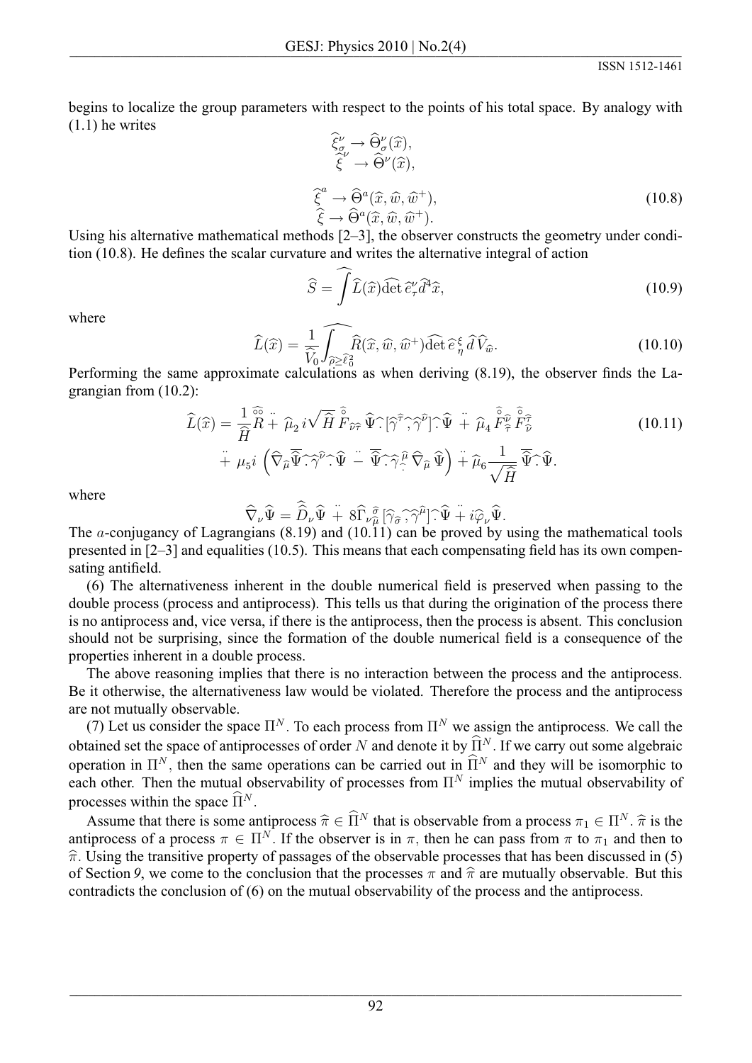begins to localize the group parameters with respect to the points of his total space. By analogy with (1.1) he writes

$$
\begin{aligned}
\widehat{\xi}^{\nu}_{\sigma} &\to \widehat{\Theta}^{\nu}_{\sigma}(\widehat{x}),\\
\widehat{\xi}^{\nu} &\to \widehat{\Theta}^{\nu}(\widehat{x}),\\
\widehat{\xi}^{a} &\to \widehat{\Theta}^{a}(\widehat{x},\widehat{w},\widehat{w}^{+}),\\
\widehat{\xi} &\to \widehat{\Theta}^{a}(\widehat{x},\widehat{w},\widehat{w}^{+}).
\end{aligned}
\tag{10.8}
$$

Using his alternative mathematical methods [2–3], the observer constructs the geometry under condition (10.8). He defines the scalar curvature and writes the alternative integral of action

$$
\widehat{S} = \widehat{\int} \widehat{L}(\widehat{x})\widehat{\det}\,\widehat{e}^{\nu}_{\tau}\widehat{d}^{4}\widehat{x},
\tag{10.9}
$$

where

$$
\widehat{L}(\widehat{x}) = \frac{1}{\widehat{V}_0}\widehat{\int_{\widehat{\rho}\geq\widehat{\ell}_0^2}} \widehat{R}(\widehat{x},\widehat{w},\widehat{w}^{+})\widehat{\det}\,\widehat{e}^{\,\xi}_{\eta}\,\widehat{d}\widehat{V}_{\widehat{w}}.
\tag{10.10}
$$

Performing the same approximate calculations as when deriving (8.19), the observer finds the Lagrangian from (10.2):

$$
\begin{aligned}
\widehat{L}(\widehat{x}) = {}& \frac{1}{\widehat{H}}\overset{\circ\circ}{\widehat{R}} \ddot{+}\, \widehat{\mu}_2\, i\sqrt{\widehat{H}}\,\overset{\circ}{\widehat{F}}_{\widehat{\nu}\widehat{\tau}}\,\widehat{\Psi}\widehat{\cdot}[\widehat{\gamma}^{\widehat{\tau}}\widehat{,}\widehat{\gamma}^{\widehat{\nu}}]\widehat{\cdot}\widehat{\Psi} \ddot{+}\, \widehat{\mu}_4\,\overset{\circ}{\widehat{F}}{}^{\widehat{\nu}}_{\widehat{\tau}}\,\overset{\circ}{\widehat{F}}{}^{\widehat{\tau}}_{\widehat{\nu}} \\
&\ddot{+}\, \mu_5 i\left(\widehat{\nabla}_{\widehat{\mu}}\overline{\widehat{\Psi}}\widehat{\cdot}\widehat{\gamma}^{\widehat{\mu}}\widehat{\cdot}\widehat{\Psi} \,\ddot{-}\, \overline{\widehat{\Psi}}\widehat{\cdot}\widehat{\gamma}^{\widehat{\mu}}_{\cdot}\widehat{\nabla}_{\widehat{\mu}}\widehat{\Psi}\right) \ddot{+}\, \widehat{\mu}_6\frac{1}{\sqrt{\widehat{H}}}\,\overline{\widehat{\Psi}}\widehat{\cdot}\widehat{\Psi}.
\end{aligned}
\tag{10.11}
$$

where

$$
\widehat{\nabla}_{\nu}\widehat{\Psi} = \widehat{\widehat{D}}_{\nu}\widehat{\Psi} \,\ddot{+}\, 8\widehat{\Gamma}^{\widehat{\sigma}}_{\nu\widehat{\mu}}[\widehat{\gamma}_{\widehat{\sigma}}\widehat{,}\widehat{\gamma}^{\widehat{\mu}}]\widehat{\cdot}\widehat{\Psi} \,\ddot{+}\, i\widehat{\varphi}_{\nu}\widehat{\Psi}.
$$

The $a$-conjugancy of Lagrangians (8.19) and (10.11) can be proved by using the mathematical tools presented in [2–3] and equalities (10.5). This means that each compensating field has its own compensating antifield.

(6) The alternativeness inherent in the double numerical field is preserved when passing to the double process (process and antiprocess). This tells us that during the origination of the process there is no antiprocess and, vice versa, if there is the antiprocess, then the process is absent. This conclusion should not be surprising, since the formation of the double numerical field is a consequence of the properties inherent in a double process.

The above reasoning implies that there is no interaction between the process and the antiprocess. Be it otherwise, the alternativeness law would be violated. Therefore the process and the antiprocess are not mutually observable.

(7) Let us consider the space $\Pi^N$. To each process from $\Pi^N$ we assign the antiprocess. We call the obtained set the space of antiprocesses of order $N$ and denote it by $\widehat{\Pi}^N$. If we carry out some algebraic operation in $\Pi^N$, then the same operations can be carried out in $\widehat{\Pi}^N$ and they will be isomorphic to each other. Then the mutual observability of processes from $\Pi^N$ implies the mutual observability of processes within the space $\widehat{\Pi}^N$.

Assume that there is some antiprocess $\widehat{\pi} \in \widehat{\Pi}^N$ that is observable from a process $\pi_1 \in \Pi^N$. $\widehat{\pi}$ is the antiprocess of a process $\pi \in \Pi^N$. If the observer is in $\pi$, then he can pass from $\pi$ to $\pi_1$ and then to $\widehat{\pi}$. Using the transitive property of passages of the observable processes that has been discussed in (5) of Section 9, we come to the conclusion that the processes $\pi$ and $\widehat{\pi}$ are mutually observable. But this contradicts the conclusion of (6) on the mutual observability of the process and the antiprocess.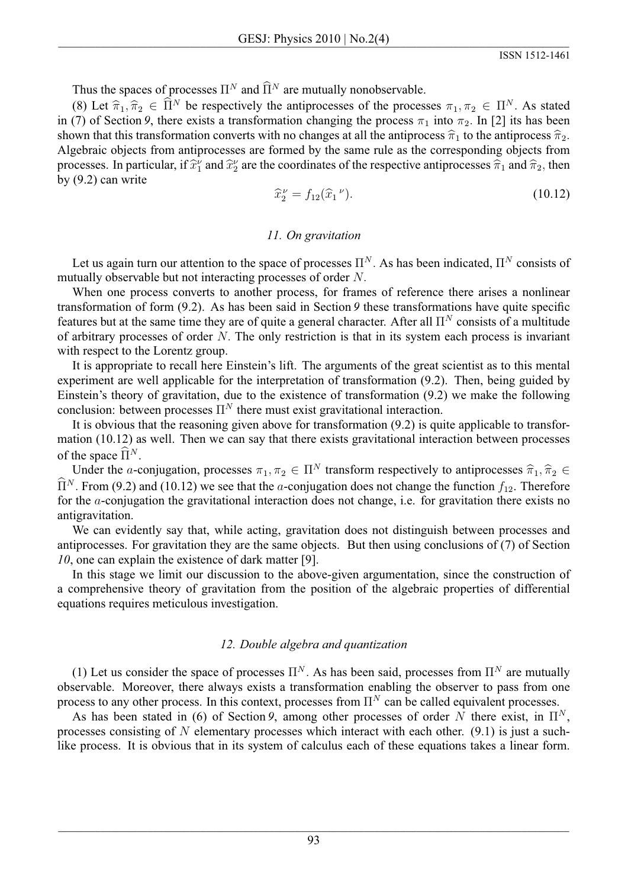Thus the spaces of processes $\Pi^N$ and $\widehat{\Pi}^N$ are mutually nonobservable.

(8) Let $\widehat{\pi}_1, \widehat{\pi}_2 \in \widehat{\Pi}^N$ be respectively the antiprocesses of the processes $\pi_1, \pi_2 \in \Pi^N$. As stated in (7) of Section *9*, there exists a transformation changing the process $\pi_1$ into $\pi_2$. In [2] its has been shown that this transformation converts with no changes at all the antiprocess $\widehat{\pi}_1$ to the antiprocess $\widehat{\pi}_2$. Algebraic objects from antiprocesses are formed by the same rule as the corresponding objects from processes. In particular, if $\widehat{x}_1^\nu$ and $\widehat{x}_2^\nu$ are the coordinates of the respective antiprocesses $\widehat{\pi}_1$ and $\widehat{\pi}_2$, then by (9.2) can write

$$\widehat{x}_2^\nu = f_{12}(\widehat{x}_1{}^\nu). \tag{10.12}$$

### *11. On gravitation*

Let us again turn our attention to the space of processes $\Pi^N$. As has been indicated, $\Pi^N$ consists of mutually observable but not interacting processes of order $N$.

When one process converts to another process, for frames of reference there arises a nonlinear transformation of form (9.2). As has been said in Section *9* these transformations have quite specific features but at the same time they are of quite a general character. After all $\Pi^N$ consists of a multitude of arbitrary processes of order $N$. The only restriction is that in its system each process is invariant with respect to the Lorentz group.

It is appropriate to recall here Einstein's lift. The arguments of the great scientist as to this mental experiment are well applicable for the interpretation of transformation (9.2). Then, being guided by Einstein's theory of gravitation, due to the existence of transformation (9.2) we make the following conclusion: between processes $\Pi^N$ there must exist gravitational interaction.

It is obvious that the reasoning given above for transformation (9.2) is quite applicable to transformation (10.12) as well. Then we can say that there exists gravitational interaction between processes of the space $\widehat{\Pi}^N$.

Under the $a$-conjugation, processes $\pi_1, \pi_2 \in \Pi^N$ transform respectively to antiprocesses $\widehat{\pi}_1, \widehat{\pi}_2 \in \widehat{\Pi}^N$. From (9.2) and (10.12) we see that the $a$-conjugation does not change the function $f_{12}$. Therefore for the $a$-conjugation the gravitational interaction does not change, i.e. for gravitation there exists no antigravitation.

We can evidently say that, while acting, gravitation does not distinguish between processes and antiprocesses. For gravitation they are the same objects. But then using conclusions of (7) of Section *10*, one can explain the existence of dark matter [9].

In this stage we limit our discussion to the above-given argumentation, since the construction of a comprehensive theory of gravitation from the position of the algebraic properties of differential equations requires meticulous investigation.

### *12. Double algebra and quantization*

(1) Let us consider the space of processes $\Pi^N$. As has been said, processes from $\Pi^N$ are mutually observable. Moreover, there always exists a transformation enabling the observer to pass from one process to any other process. In this context, processes from $\Pi^N$ can be called equivalent processes.

As has been stated in (6) of Section *9*, among other processes of order $N$ there exist, in $\Pi^N$, processes consisting of $N$ elementary processes which interact with each other. (9.1) is just a suchlike process. It is obvious that in its system of calculus each of these equations takes a linear form.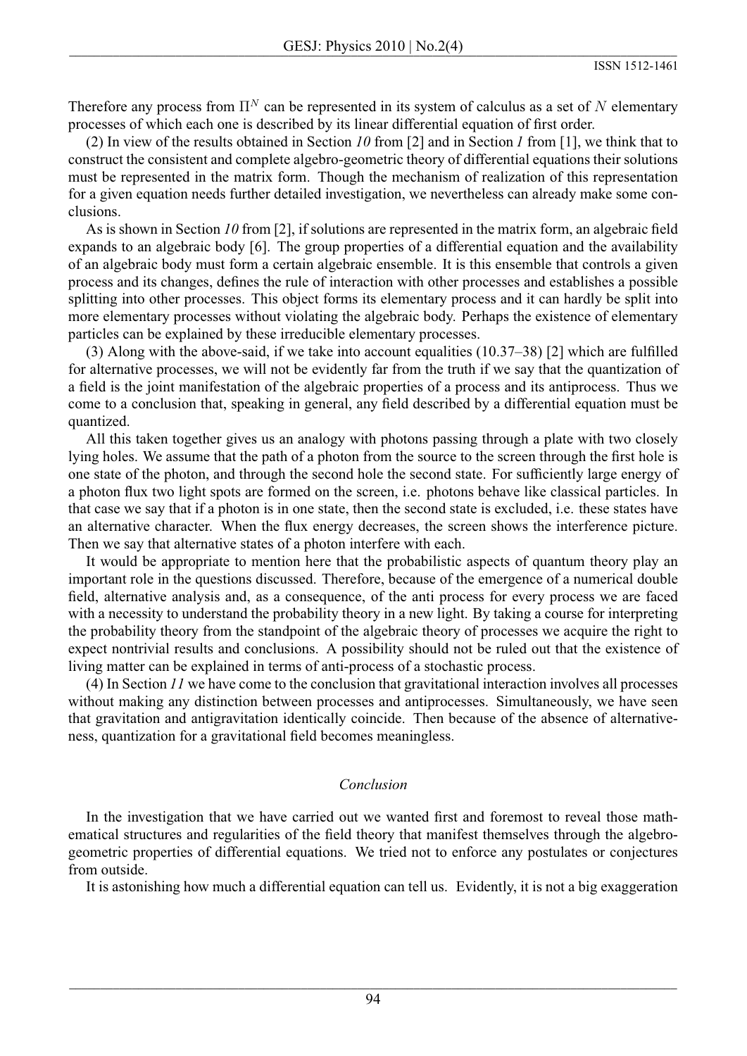Therefore any process from $\Pi^N$ can be represented in its system of calculus as a set of $N$ elementary processes of which each one is described by its linear differential equation of first order.

(2) In view of the results obtained in Section *10* from [2] and in Section *1* from [1], we think that to construct the consistent and complete algebro-geometric theory of differential equations their solutions must be represented in the matrix form. Though the mechanism of realization of this representation for a given equation needs further detailed investigation, we nevertheless can already make some conclusions.

As is shown in Section *10* from [2], if solutions are represented in the matrix form, an algebraic field expands to an algebraic body [6]. The group properties of a differential equation and the availability of an algebraic body must form a certain algebraic ensemble. It is this ensemble that controls a given process and its changes, defines the rule of interaction with other processes and establishes a possible splitting into other processes. This object forms its elementary process and it can hardly be split into more elementary processes without violating the algebraic body. Perhaps the existence of elementary particles can be explained by these irreducible elementary processes.

(3) Along with the above-said, if we take into account equalities (10.37–38) [2] which are fulfilled for alternative processes, we will not be evidently far from the truth if we say that the quantization of a field is the joint manifestation of the algebraic properties of a process and its antiprocess. Thus we come to a conclusion that, speaking in general, any field described by a differential equation must be quantized.

All this taken together gives us an analogy with photons passing through a plate with two closely lying holes. We assume that the path of a photon from the source to the screen through the first hole is one state of the photon, and through the second hole the second state. For sufficiently large energy of a photon flux two light spots are formed on the screen, i.e. photons behave like classical particles. In that case we say that if a photon is in one state, then the second state is excluded, i.e. these states have an alternative character. When the flux energy decreases, the screen shows the interference picture. Then we say that alternative states of a photon interfere with each.

It would be appropriate to mention here that the probabilistic aspects of quantum theory play an important role in the questions discussed. Therefore, because of the emergence of a numerical double field, alternative analysis and, as a consequence, of the anti process for every process we are faced with a necessity to understand the probability theory in a new light. By taking a course for interpreting the probability theory from the standpoint of the algebraic theory of processes we acquire the right to expect nontrivial results and conclusions. A possibility should not be ruled out that the existence of living matter can be explained in terms of anti-process of a stochastic process.

(4) In Section *11* we have come to the conclusion that gravitational interaction involves all processes without making any distinction between processes and antiprocesses. Simultaneously, we have seen that gravitation and antigravitation identically coincide. Then because of the absence of alternativeness, quantization for a gravitational field becomes meaningless.

## *Conclusion*

In the investigation that we have carried out we wanted first and foremost to reveal those mathematical structures and regularities of the field theory that manifest themselves through the algebro-geometric properties of differential equations. We tried not to enforce any postulates or conjectures from outside.

It is astonishing how much a differential equation can tell us. Evidently, it is not a big exaggeration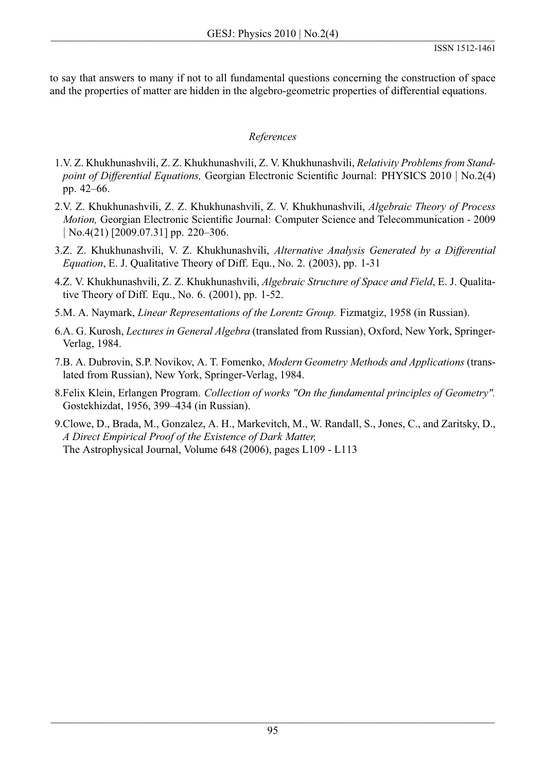to say that answers to many if not to all fundamental questions concerning the construction of space and the properties of matter are hidden in the algebro-geometric properties of differential equations.

*References*

1. V. Z. Khukhunashvili, Z. Z. Khukhunashvili, Z. V. Khukhunashvili, *Relativity Problems from Standpoint of Differential Equations,* Georgian Electronic Scientific Journal: PHYSICS 2010 | No.2(4) pp. 42–66.
2. V. Z. Khukhunashvili, Z. Z. Khukhunashvili, Z. V. Khukhunashvili, *Algebraic Theory of Process Motion,* Georgian Electronic Scientific Journal: Computer Science and Telecommunication - 2009 | No.4(21) [2009.07.31] pp. 220–306.
3. Z. Z. Khukhunashvili, V. Z. Khukhunashvili, *Alternative Analysis Generated by a Differential Equation*, E. J. Qualitative Theory of Diff. Equ., No. 2. (2003), pp. 1-31
4. Z. V. Khukhunashvili, Z. Z. Khukhunashvili, *Algebraic Structure of Space and Field*, E. J. Qualitative Theory of Diff. Equ., No. 6. (2001), pp. 1-52.
5. M. A. Naymark, *Linear Representations of the Lorentz Group.* Fizmatgiz, 1958 (in Russian).
6. A. G. Kurosh, *Lectures in General Algebra* (translated from Russian), Oxford, New York, Springer-Verlag, 1984.
7. B. A. Dubrovin, S.P. Novikov, A. T. Fomenko, *Modern Geometry Methods and Applications* (translated from Russian), New York, Springer-Verlag, 1984.
8. Felix Klein, Erlangen Program. *Collection of works "On the fundamental principles of Geometry".* Gostekhizdat, 1956, 399–434 (in Russian).
9. Clowe, D., Brada, M., Gonzalez, A. H., Markevitch, M., W. Randall, S., Jones, C., and Zaritsky, D., *A Direct Empirical Proof of the Existence of Dark Matter,* The Astrophysical Journal, Volume 648 (2006), pages L109 - L113